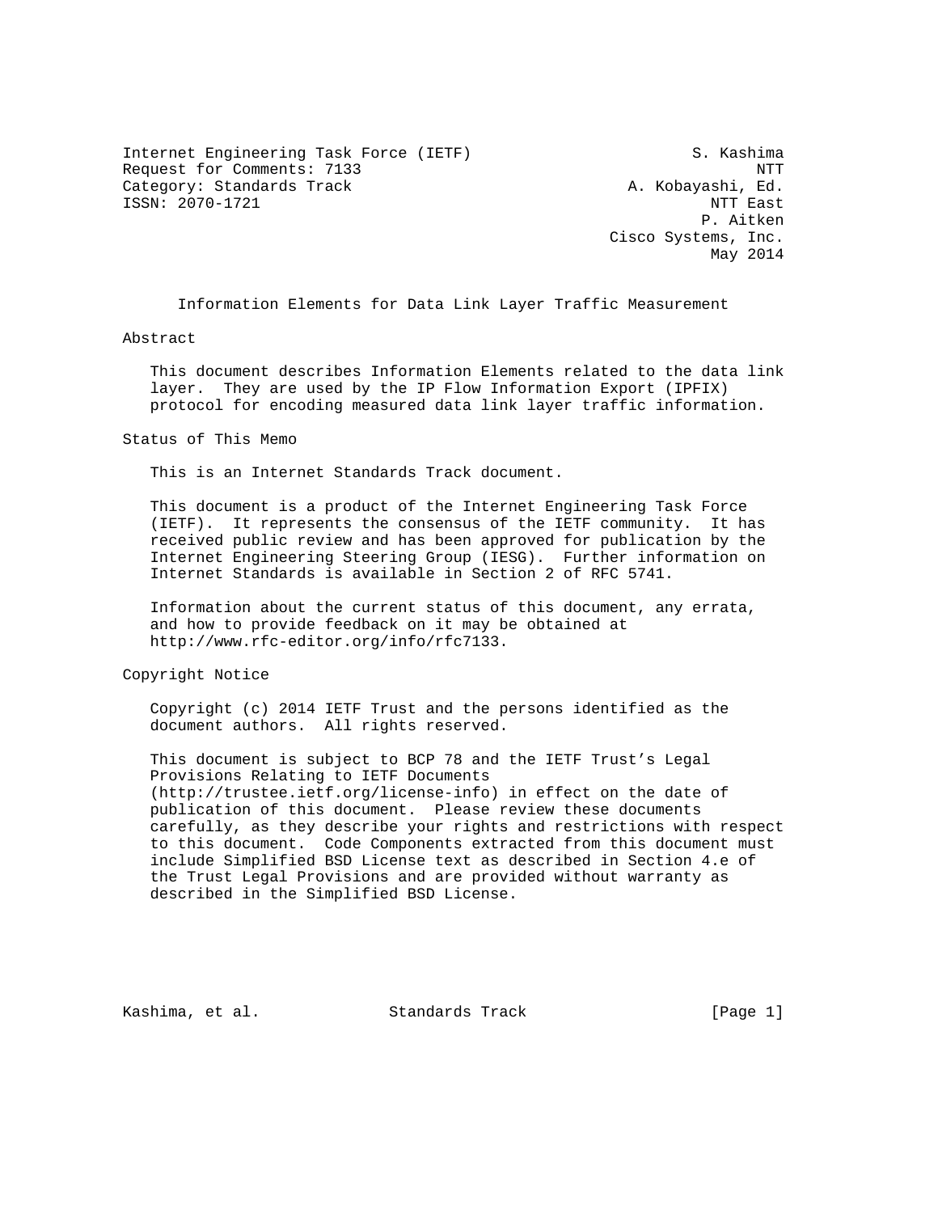Internet Engineering Task Force (IETF) S. Kashima
Request for Comments: 7133 NTT
Category: Standards Track A. Kobayashi, Ed.
ISSN: 2070-1721 NTT East
P. Aitken
Cisco Systems, Inc.
May 2014

# Information Elements for Data Link Layer Traffic Measurement

## Abstract

This document describes Information Elements related to the data link layer. They are used by the IP Flow Information Export (IPFIX) protocol for encoding measured data link layer traffic information.

## Status of This Memo

This is an Internet Standards Track document.

This document is a product of the Internet Engineering Task Force (IETF). It represents the consensus of the IETF community. It has received public review and has been approved for publication by the Internet Engineering Steering Group (IESG). Further information on Internet Standards is available in Section 2 of RFC 5741.

Information about the current status of this document, any errata, and how to provide feedback on it may be obtained at http://www.rfc-editor.org/info/rfc7133.

## Copyright Notice

Copyright (c) 2014 IETF Trust and the persons identified as the document authors. All rights reserved.

This document is subject to BCP 78 and the IETF Trust's Legal Provisions Relating to IETF Documents (http://trustee.ietf.org/license-info) in effect on the date of publication of this document. Please review these documents carefully, as they describe your rights and restrictions with respect to this document. Code Components extracted from this document must include Simplified BSD License text as described in Section 4.e of the Trust Legal Provisions and are provided without warranty as described in the Simplified BSD License.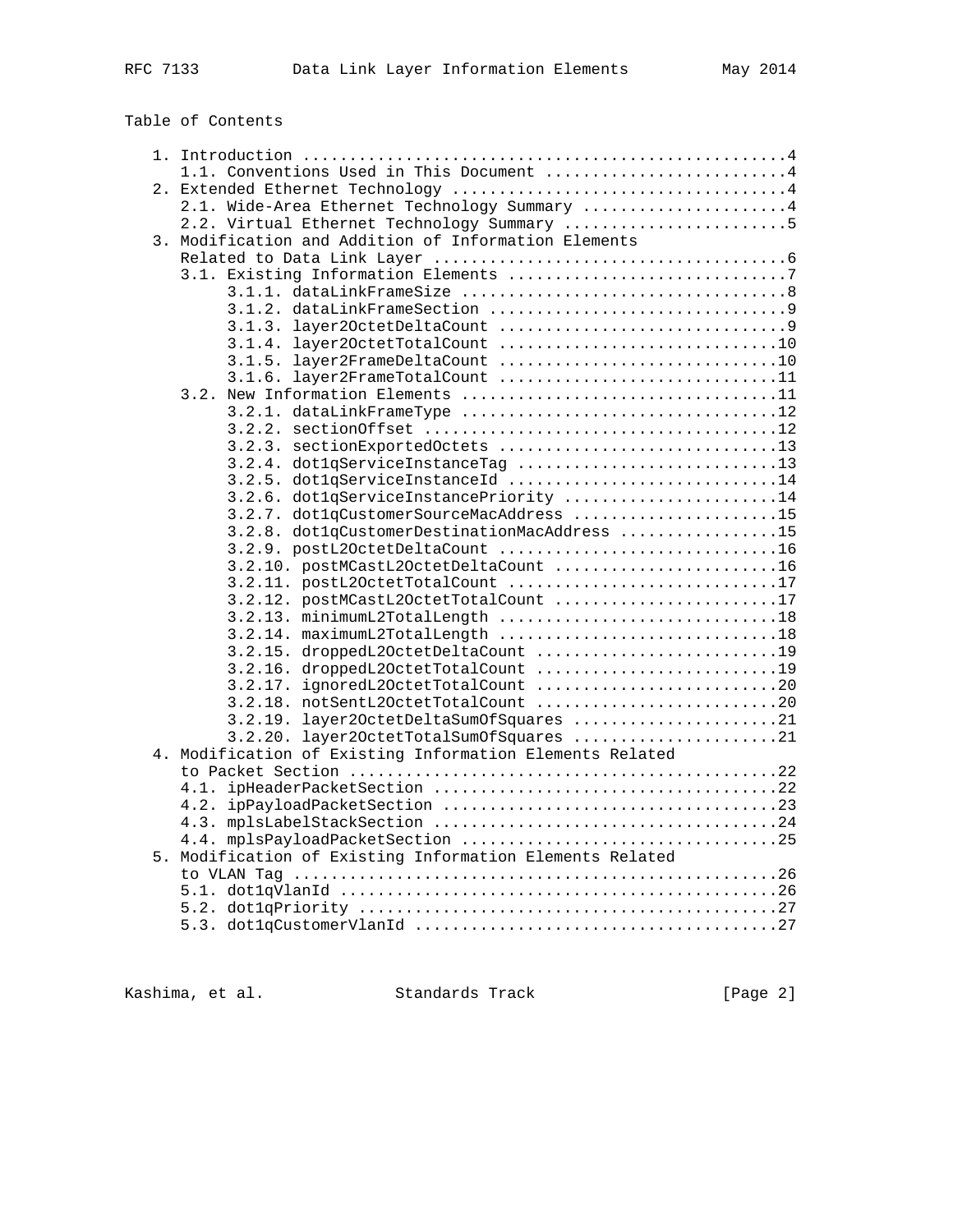Table of Contents

```
   1. Introduction ....................................................4
      1.1. Conventions Used in This Document ..........................4
   2. Extended Ethernet Technology ....................................4
      2.1. Wide-Area Ethernet Technology Summary ......................4
      2.2. Virtual Ethernet Technology Summary ........................5
   3. Modification and Addition of Information Elements
      Related to Data Link Layer ......................................6
      3.1. Existing Information Elements ..............................7
           3.1.1. dataLinkFrameSize ...................................8
           3.1.2. dataLinkFrameSection ................................9
           3.1.3. layer2OctetDeltaCount ...............................9
           3.1.4. layer2OctetTotalCount ..............................10
           3.1.5. layer2FrameDeltaCount ..............................10
           3.1.6. layer2FrameTotalCount ..............................11
      3.2. New Information Elements ..................................11
           3.2.1. dataLinkFrameType ..................................12
           3.2.2. sectionOffset ......................................12
           3.2.3. sectionExportedOctets ..............................13
           3.2.4. dot1qServiceInstanceTag ............................13
           3.2.5. dot1qServiceInstanceId .............................14
           3.2.6. dot1qServiceInstancePriority .......................14
           3.2.7. dot1qCustomerSourceMacAddress ......................15
           3.2.8. dot1qCustomerDestinationMacAddress .................15
           3.2.9. postL2OctetDeltaCount ..............................16
           3.2.10. postMCastL2OctetDeltaCount ........................16
           3.2.11. postL2OctetTotalCount .............................17
           3.2.12. postMCastL2OctetTotalCount ........................17
           3.2.13. minimumL2TotalLength ..............................18
           3.2.14. maximumL2TotalLength ..............................18
           3.2.15. droppedL2OctetDeltaCount ..........................19
           3.2.16. droppedL2OctetTotalCount ..........................19
           3.2.17. ignoredL2OctetTotalCount ..........................20
           3.2.18. notSentL2OctetTotalCount ..........................20
           3.2.19. layer2OctetDeltaSumOfSquares ......................21
           3.2.20. layer2OctetTotalSumOfSquares ......................21
   4. Modification of Existing Information Elements Related
      to Packet Section ..............................................22
      4.1. ipHeaderPacketSection .....................................22
      4.2. ipPayloadPacketSection ....................................23
      4.3. mplsLabelStackSection .....................................24
      4.4. mplsPayloadPacketSection ..................................25
   5. Modification of Existing Information Elements Related
      to VLAN Tag ....................................................26
      5.1. dot1qVlanId ...............................................26
      5.2. dot1qPriority .............................................27
      5.3. dot1qCustomerVlanId .......................................27
```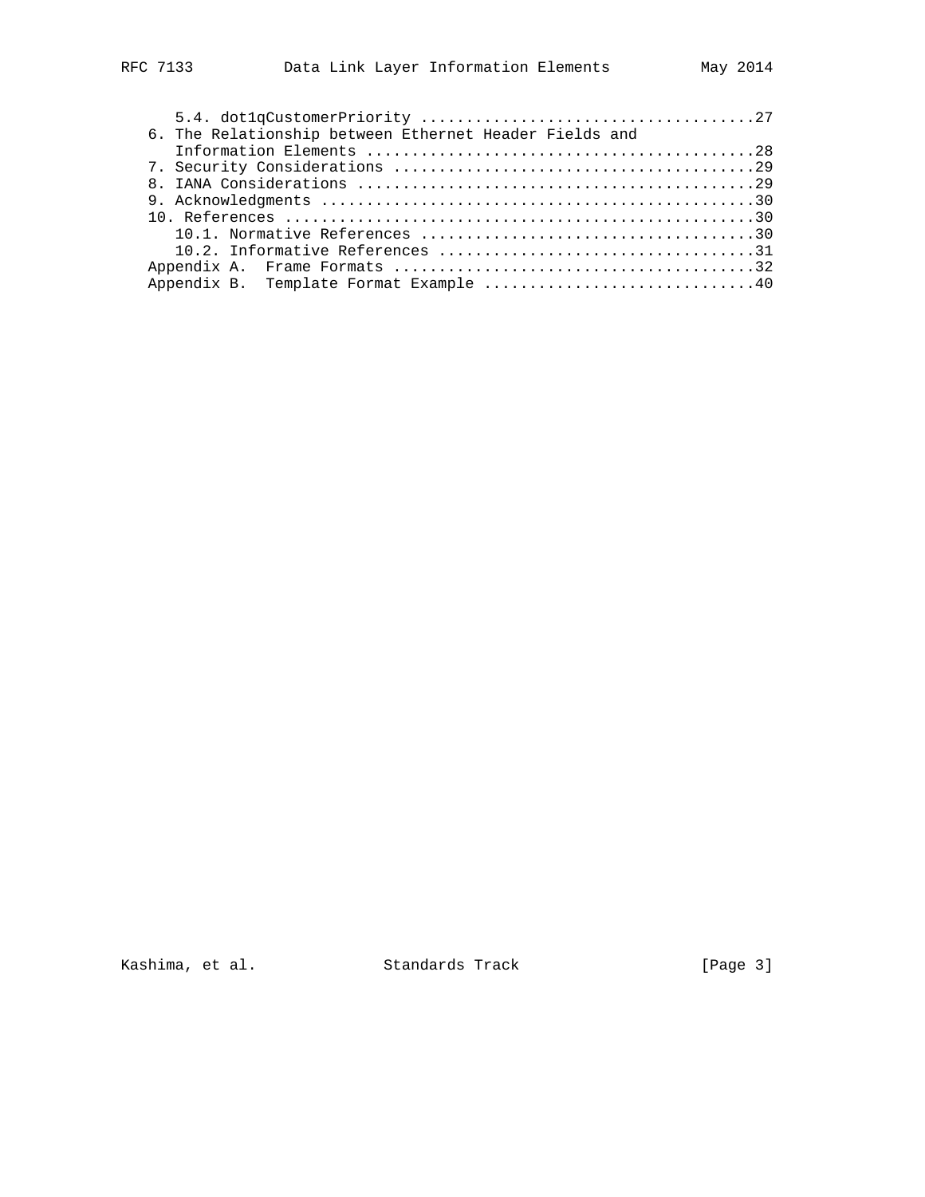```
      5.4. dot1qCustomerPriority ....................................27
   6. The Relationship between Ethernet Header Fields and
      Information Elements ..........................................28
   7. Security Considerations .......................................29
   8. IANA Considerations ...........................................29
   9. Acknowledgments ...............................................30
   10. References ...................................................30
      10.1. Normative References ....................................30
      10.2. Informative References ..................................31
   Appendix A.  Frame Formats .......................................32
   Appendix B.  Template Format Example .............................40
```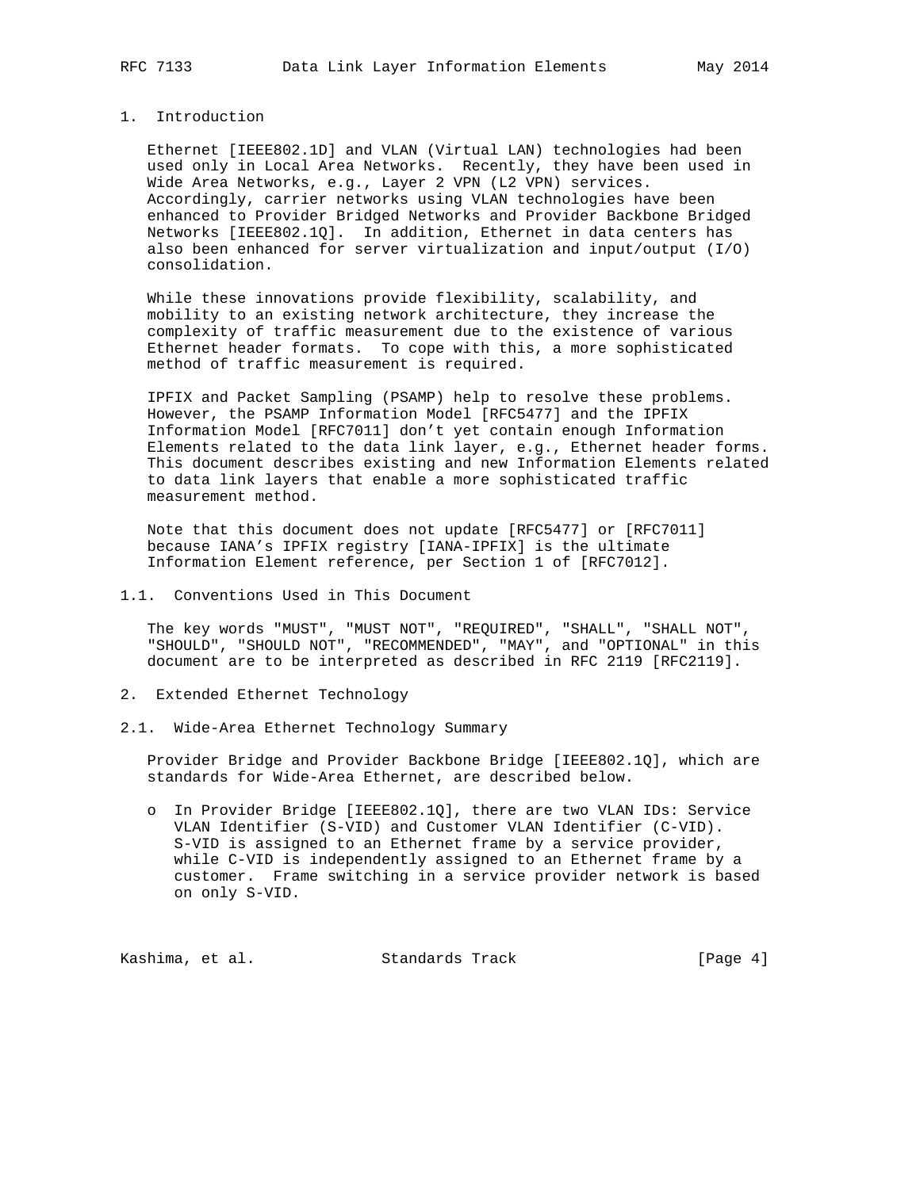## 1. Introduction

Ethernet [IEEE802.1D] and VLAN (Virtual LAN) technologies had been used only in Local Area Networks. Recently, they have been used in Wide Area Networks, e.g., Layer 2 VPN (L2 VPN) services. Accordingly, carrier networks using VLAN technologies have been enhanced to Provider Bridged Networks and Provider Backbone Bridged Networks [IEEE802.1Q]. In addition, Ethernet in data centers has also been enhanced for server virtualization and input/output (I/O) consolidation.

While these innovations provide flexibility, scalability, and mobility to an existing network architecture, they increase the complexity of traffic measurement due to the existence of various Ethernet header formats. To cope with this, a more sophisticated method of traffic measurement is required.

IPFIX and Packet Sampling (PSAMP) help to resolve these problems. However, the PSAMP Information Model [RFC5477] and the IPFIX Information Model [RFC7011] don't yet contain enough Information Elements related to the data link layer, e.g., Ethernet header forms. This document describes existing and new Information Elements related to data link layers that enable a more sophisticated traffic measurement method.

Note that this document does not update [RFC5477] or [RFC7011] because IANA's IPFIX registry [IANA-IPFIX] is the ultimate Information Element reference, per Section 1 of [RFC7012].

### 1.1. Conventions Used in This Document

The key words "MUST", "MUST NOT", "REQUIRED", "SHALL", "SHALL NOT", "SHOULD", "SHOULD NOT", "RECOMMENDED", "MAY", and "OPTIONAL" in this document are to be interpreted as described in RFC 2119 [RFC2119].

## 2. Extended Ethernet Technology

### 2.1. Wide-Area Ethernet Technology Summary

Provider Bridge and Provider Backbone Bridge [IEEE802.1Q], which are standards for Wide-Area Ethernet, are described below.

- In Provider Bridge [IEEE802.1Q], there are two VLAN IDs: Service VLAN Identifier (S-VID) and Customer VLAN Identifier (C-VID). S-VID is assigned to an Ethernet frame by a service provider, while C-VID is independently assigned to an Ethernet frame by a customer. Frame switching in a service provider network is based on only S-VID.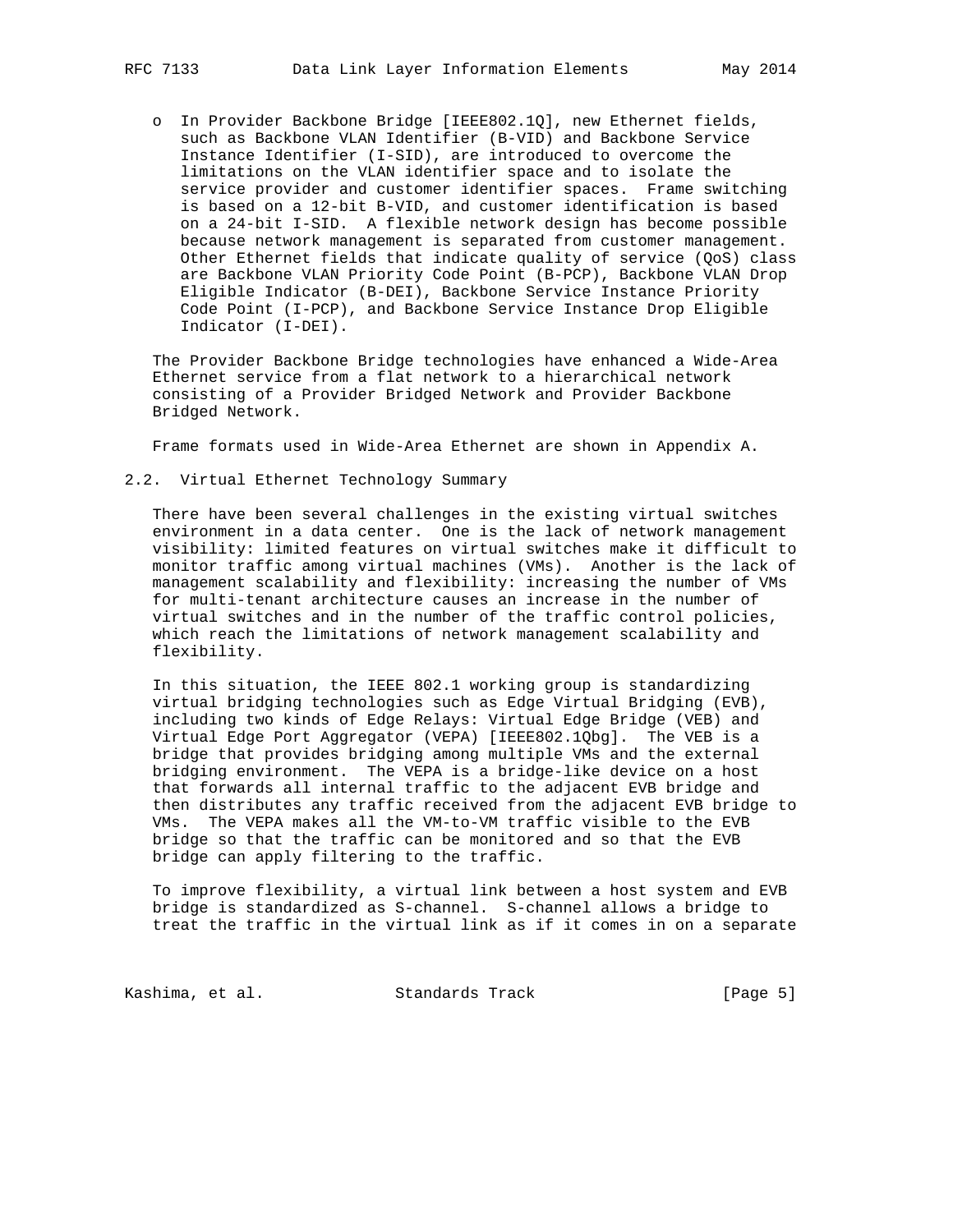- In Provider Backbone Bridge [IEEE802.1Q], new Ethernet fields, such as Backbone VLAN Identifier (B-VID) and Backbone Service Instance Identifier (I-SID), are introduced to overcome the limitations on the VLAN identifier space and to isolate the service provider and customer identifier spaces. Frame switching is based on a 12-bit B-VID, and customer identification is based on a 24-bit I-SID. A flexible network design has become possible because network management is separated from customer management. Other Ethernet fields that indicate quality of service (QoS) class are Backbone VLAN Priority Code Point (B-PCP), Backbone VLAN Drop Eligible Indicator (B-DEI), Backbone Service Instance Priority Code Point (I-PCP), and Backbone Service Instance Drop Eligible Indicator (I-DEI).

The Provider Backbone Bridge technologies have enhanced a Wide-Area Ethernet service from a flat network to a hierarchical network consisting of a Provider Bridged Network and Provider Backbone Bridged Network.

Frame formats used in Wide-Area Ethernet are shown in Appendix A.

## 2.2. Virtual Ethernet Technology Summary

There have been several challenges in the existing virtual switches environment in a data center. One is the lack of network management visibility: limited features on virtual switches make it difficult to monitor traffic among virtual machines (VMs). Another is the lack of management scalability and flexibility: increasing the number of VMs for multi-tenant architecture causes an increase in the number of virtual switches and in the number of the traffic control policies, which reach the limitations of network management scalability and flexibility.

In this situation, the IEEE 802.1 working group is standardizing virtual bridging technologies such as Edge Virtual Bridging (EVB), including two kinds of Edge Relays: Virtual Edge Bridge (VEB) and Virtual Edge Port Aggregator (VEPA) [IEEE802.1Qbg]. The VEB is a bridge that provides bridging among multiple VMs and the external bridging environment. The VEPA is a bridge-like device on a host that forwards all internal traffic to the adjacent EVB bridge and then distributes any traffic received from the adjacent EVB bridge to VMs. The VEPA makes all the VM-to-VM traffic visible to the EVB bridge so that the traffic can be monitored and so that the EVB bridge can apply filtering to the traffic.

To improve flexibility, a virtual link between a host system and EVB bridge is standardized as S-channel. S-channel allows a bridge to treat the traffic in the virtual link as if it comes in on a separate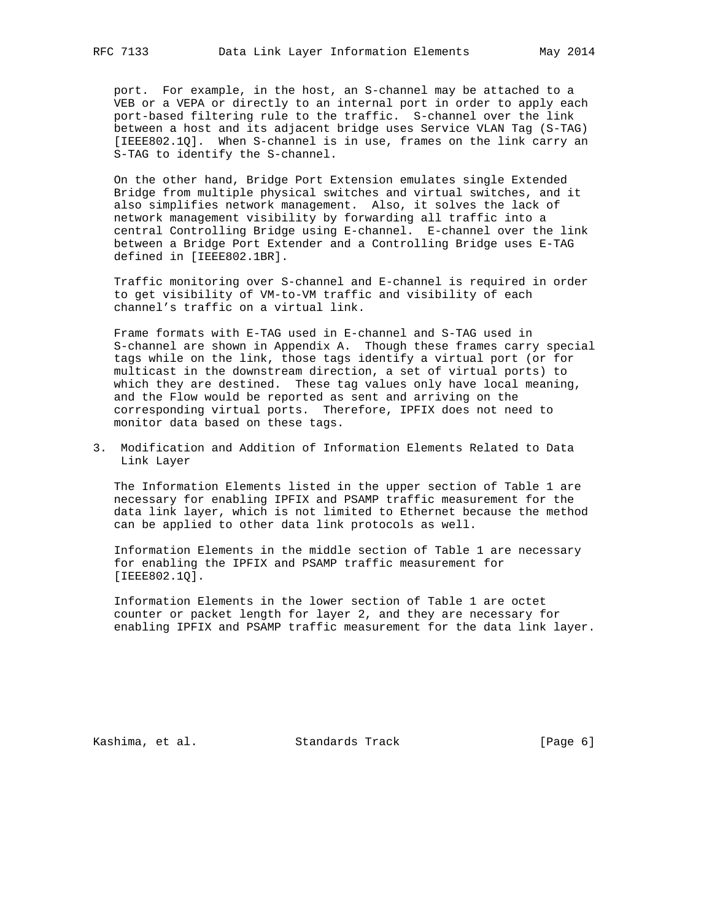port. For example, in the host, an S-channel may be attached to a VEB or a VEPA or directly to an internal port in order to apply each port-based filtering rule to the traffic. S-channel over the link between a host and its adjacent bridge uses Service VLAN Tag (S-TAG) [IEEE802.1Q]. When S-channel is in use, frames on the link carry an S-TAG to identify the S-channel.

On the other hand, Bridge Port Extension emulates single Extended Bridge from multiple physical switches and virtual switches, and it also simplifies network management. Also, it solves the lack of network management visibility by forwarding all traffic into a central Controlling Bridge using E-channel. E-channel over the link between a Bridge Port Extender and a Controlling Bridge uses E-TAG defined in [IEEE802.1BR].

Traffic monitoring over S-channel and E-channel is required in order to get visibility of VM-to-VM traffic and visibility of each channel's traffic on a virtual link.

Frame formats with E-TAG used in E-channel and S-TAG used in S-channel are shown in Appendix A. Though these frames carry special tags while on the link, those tags identify a virtual port (or for multicast in the downstream direction, a set of virtual ports) to which they are destined. These tag values only have local meaning, and the Flow would be reported as sent and arriving on the corresponding virtual ports. Therefore, IPFIX does not need to monitor data based on these tags.

## 3. Modification and Addition of Information Elements Related to Data Link Layer

The Information Elements listed in the upper section of Table 1 are necessary for enabling IPFIX and PSAMP traffic measurement for the data link layer, which is not limited to Ethernet because the method can be applied to other data link protocols as well.

Information Elements in the middle section of Table 1 are necessary for enabling the IPFIX and PSAMP traffic measurement for [IEEE802.1Q].

Information Elements in the lower section of Table 1 are octet counter or packet length for layer 2, and they are necessary for enabling IPFIX and PSAMP traffic measurement for the data link layer.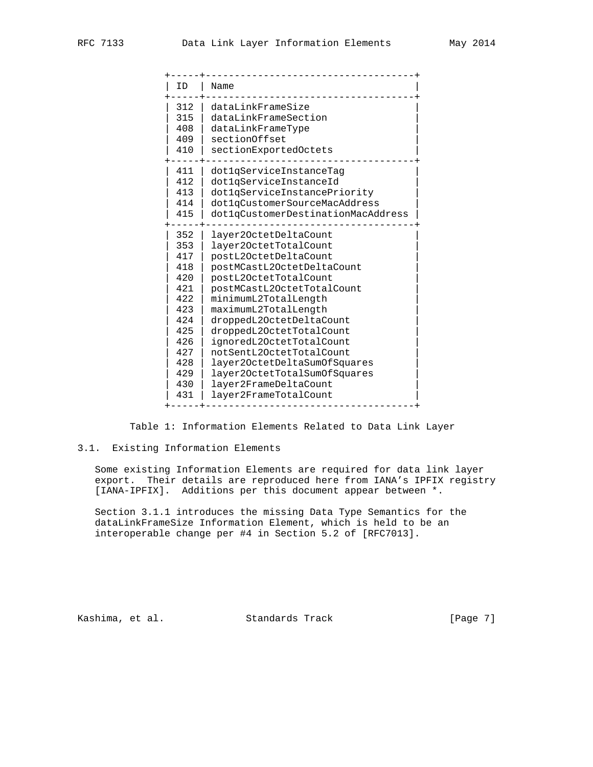| ID | Name |
| --- | --- |
| 312 | dataLinkFrameSize |
| 315 | dataLinkFrameSection |
| 408 | dataLinkFrameType |
| 409 | sectionOffset |
| 410 | sectionExportedOctets |
| 411 | dot1qServiceInstanceTag |
| 412 | dot1qServiceInstanceId |
| 413 | dot1qServiceInstancePriority |
| 414 | dot1qCustomerSourceMacAddress |
| 415 | dot1qCustomerDestinationMacAddress |
| 352 | layer2OctetDeltaCount |
| 353 | layer2OctetTotalCount |
| 417 | postL2OctetDeltaCount |
| 418 | postMCastL2OctetDeltaCount |
| 420 | postL2OctetTotalCount |
| 421 | postMCastL2OctetTotalCount |
| 422 | minimumL2TotalLength |
| 423 | maximumL2TotalLength |
| 424 | droppedL2OctetDeltaCount |
| 425 | droppedL2OctetTotalCount |
| 426 | ignoredL2OctetTotalCount |
| 427 | notSentL2OctetTotalCount |
| 428 | layer2OctetDeltaSumOfSquares |
| 429 | layer2OctetTotalSumOfSquares |
| 430 | layer2FrameDeltaCount |
| 431 | layer2FrameTotalCount |

Table 1: Information Elements Related to Data Link Layer

### 3.1. Existing Information Elements

Some existing Information Elements are required for data link layer export. Their details are reproduced here from IANA's IPFIX registry [IANA-IPFIX]. Additions per this document appear between *.

Section 3.1.1 introduces the missing Data Type Semantics for the dataLinkFrameSize Information Element, which is held to be an interoperable change per #4 in Section 5.2 of [RFC7013].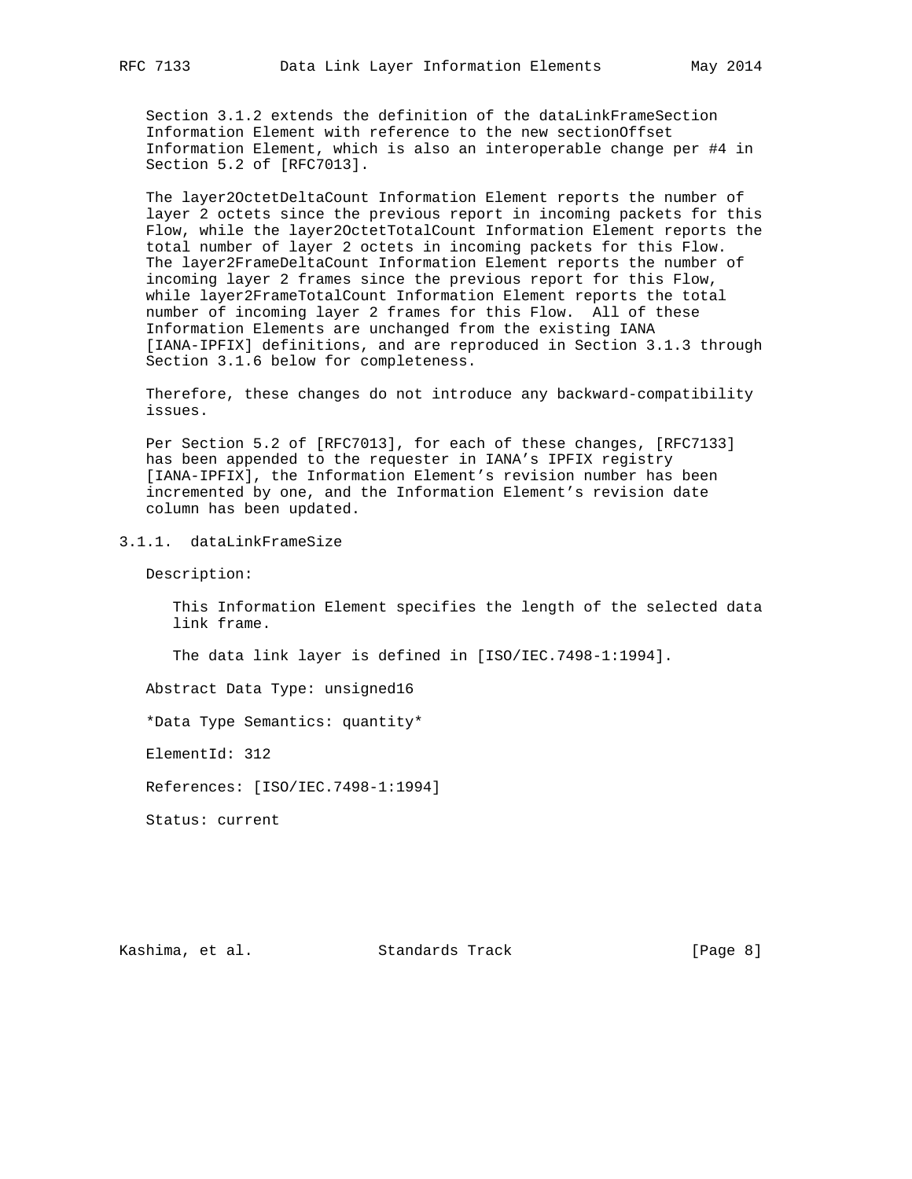Section 3.1.2 extends the definition of the dataLinkFrameSection Information Element with reference to the new sectionOffset Information Element, which is also an interoperable change per #4 in Section 5.2 of [RFC7013].

The layer2OctetDeltaCount Information Element reports the number of layer 2 octets since the previous report in incoming packets for this Flow, while the layer2OctetTotalCount Information Element reports the total number of layer 2 octets in incoming packets for this Flow. The layer2FrameDeltaCount Information Element reports the number of incoming layer 2 frames since the previous report for this Flow, while layer2FrameTotalCount Information Element reports the total number of incoming layer 2 frames for this Flow. All of these Information Elements are unchanged from the existing IANA [IANA-IPFIX] definitions, and are reproduced in Section 3.1.3 through Section 3.1.6 below for completeness.

Therefore, these changes do not introduce any backward-compatibility issues.

Per Section 5.2 of [RFC7013], for each of these changes, [RFC7133] has been appended to the requester in IANA's IPFIX registry [IANA-IPFIX], the Information Element's revision number has been incremented by one, and the Information Element's revision date column has been updated.

### 3.1.1. dataLinkFrameSize

Description:

This Information Element specifies the length of the selected data link frame.

The data link layer is defined in [ISO/IEC.7498-1:1994].

Abstract Data Type: unsigned16

*Data Type Semantics: quantity*

ElementId: 312

References: [ISO/IEC.7498-1:1994]

Status: current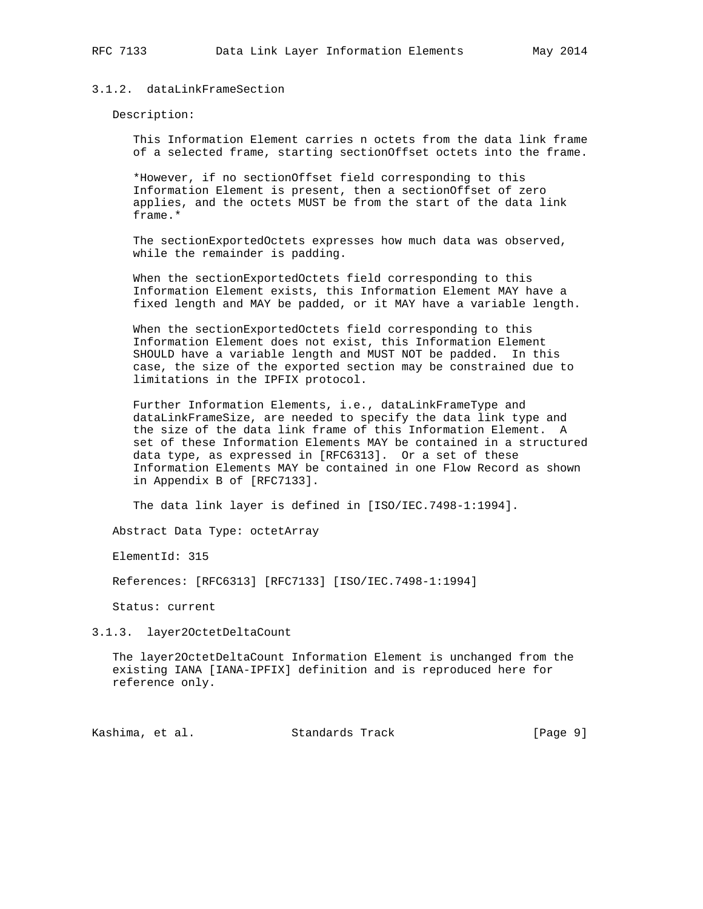### 3.1.2. dataLinkFrameSection

Description:

This Information Element carries n octets from the data link frame of a selected frame, starting sectionOffset octets into the frame.

*However, if no sectionOffset field corresponding to this Information Element is present, then a sectionOffset of zero applies, and the octets MUST be from the start of the data link frame.*

The sectionExportedOctets expresses how much data was observed, while the remainder is padding.

When the sectionExportedOctets field corresponding to this Information Element exists, this Information Element MAY have a fixed length and MAY be padded, or it MAY have a variable length.

When the sectionExportedOctets field corresponding to this Information Element does not exist, this Information Element SHOULD have a variable length and MUST NOT be padded. In this case, the size of the exported section may be constrained due to limitations in the IPFIX protocol.

Further Information Elements, i.e., dataLinkFrameType and dataLinkFrameSize, are needed to specify the data link type and the size of the data link frame of this Information Element. A set of these Information Elements MAY be contained in a structured data type, as expressed in [RFC6313]. Or a set of these Information Elements MAY be contained in one Flow Record as shown in Appendix B of [RFC7133].

The data link layer is defined in [ISO/IEC.7498-1:1994].

Abstract Data Type: octetArray

ElementId: 315

References: [RFC6313] [RFC7133] [ISO/IEC.7498-1:1994]

Status: current

### 3.1.3. layer2OctetDeltaCount

The layer2OctetDeltaCount Information Element is unchanged from the existing IANA [IANA-IPFIX] definition and is reproduced here for reference only.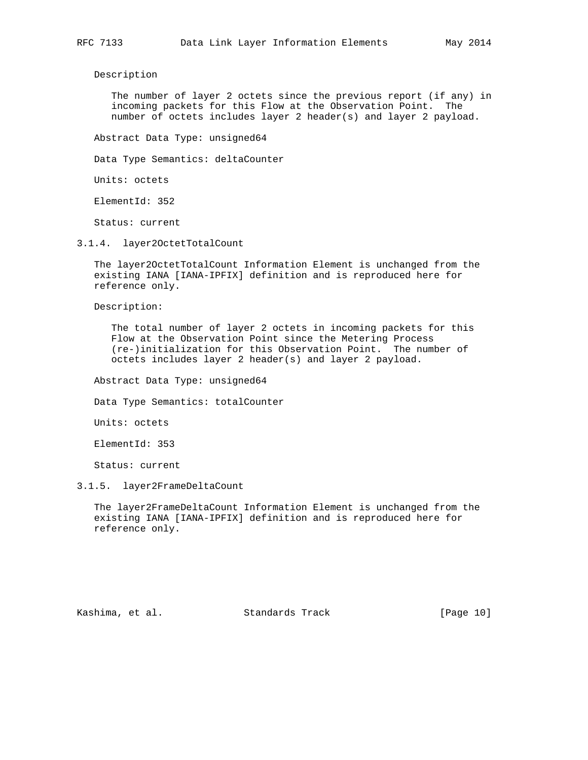Description

The number of layer 2 octets since the previous report (if any) in incoming packets for this Flow at the Observation Point. The number of octets includes layer 2 header(s) and layer 2 payload.

Abstract Data Type: unsigned64

Data Type Semantics: deltaCounter

Units: octets

ElementId: 352

Status: current

### 3.1.4. layer2OctetTotalCount

The layer2OctetTotalCount Information Element is unchanged from the existing IANA [IANA-IPFIX] definition and is reproduced here for reference only.

Description:

The total number of layer 2 octets in incoming packets for this Flow at the Observation Point since the Metering Process (re-)initialization for this Observation Point. The number of octets includes layer 2 header(s) and layer 2 payload.

Abstract Data Type: unsigned64

Data Type Semantics: totalCounter

Units: octets

ElementId: 353

Status: current

### 3.1.5. layer2FrameDeltaCount

The layer2FrameDeltaCount Information Element is unchanged from the existing IANA [IANA-IPFIX] definition and is reproduced here for reference only.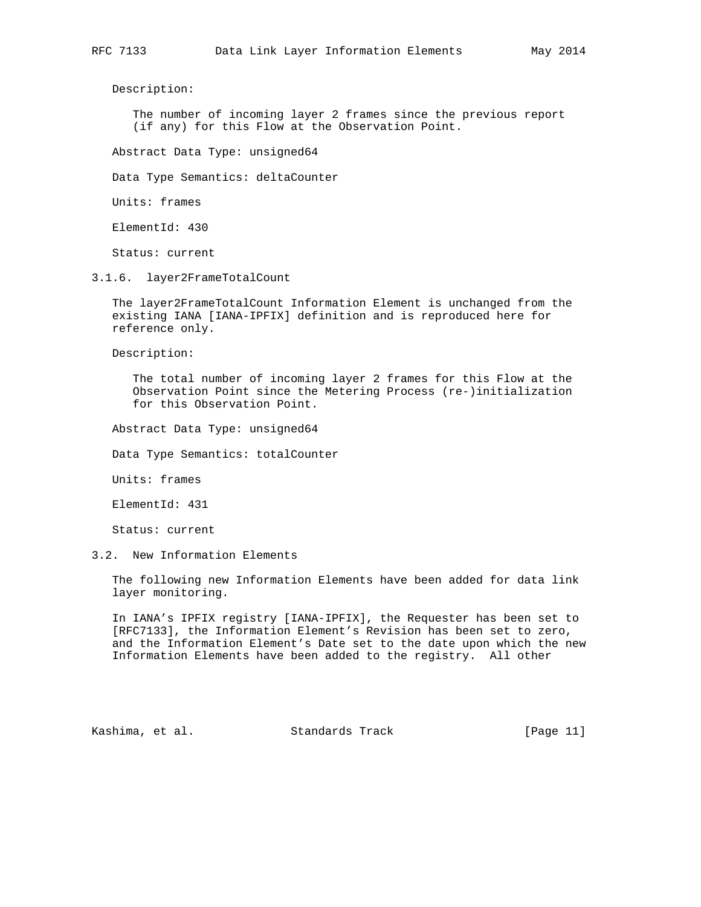Description:

The number of incoming layer 2 frames since the previous report (if any) for this Flow at the Observation Point.

Abstract Data Type: unsigned64

Data Type Semantics: deltaCounter

Units: frames

ElementId: 430

Status: current

### 3.1.6. layer2FrameTotalCount

The layer2FrameTotalCount Information Element is unchanged from the existing IANA [IANA-IPFIX] definition and is reproduced here for reference only.

Description:

The total number of incoming layer 2 frames for this Flow at the Observation Point since the Metering Process (re-)initialization for this Observation Point.

Abstract Data Type: unsigned64

Data Type Semantics: totalCounter

Units: frames

ElementId: 431

Status: current

## 3.2. New Information Elements

The following new Information Elements have been added for data link layer monitoring.

In IANA's IPFIX registry [IANA-IPFIX], the Requester has been set to [RFC7133], the Information Element's Revision has been set to zero, and the Information Element's Date set to the date upon which the new Information Elements have been added to the registry. All other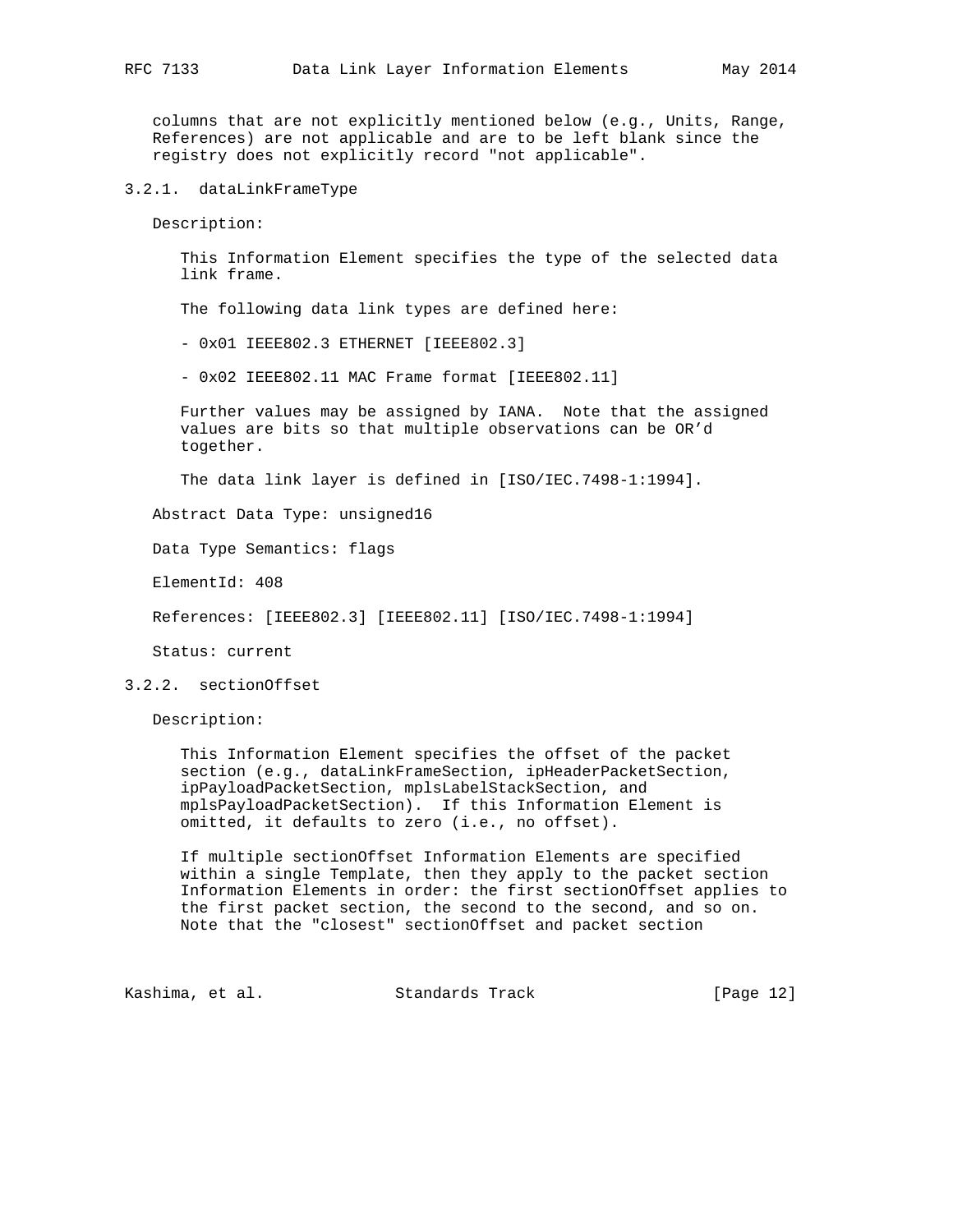columns that are not explicitly mentioned below (e.g., Units, Range, References) are not applicable and are to be left blank since the registry does not explicitly record "not applicable".

### 3.2.1. dataLinkFrameType

Description:

This Information Element specifies the type of the selected data link frame.

The following data link types are defined here:

- 0x01 IEEE802.3 ETHERNET [IEEE802.3]

- 0x02 IEEE802.11 MAC Frame format [IEEE802.11]

Further values may be assigned by IANA. Note that the assigned values are bits so that multiple observations can be OR'd together.

The data link layer is defined in [ISO/IEC.7498-1:1994].

Abstract Data Type: unsigned16

Data Type Semantics: flags

ElementId: 408

References: [IEEE802.3] [IEEE802.11] [ISO/IEC.7498-1:1994]

Status: current

### 3.2.2. sectionOffset

Description:

This Information Element specifies the offset of the packet section (e.g., dataLinkFrameSection, ipHeaderPacketSection, ipPayloadPacketSection, mplsLabelStackSection, and mplsPayloadPacketSection). If this Information Element is omitted, it defaults to zero (i.e., no offset).

If multiple sectionOffset Information Elements are specified within a single Template, then they apply to the packet section Information Elements in order: the first sectionOffset applies to the first packet section, the second to the second, and so on. Note that the "closest" sectionOffset and packet section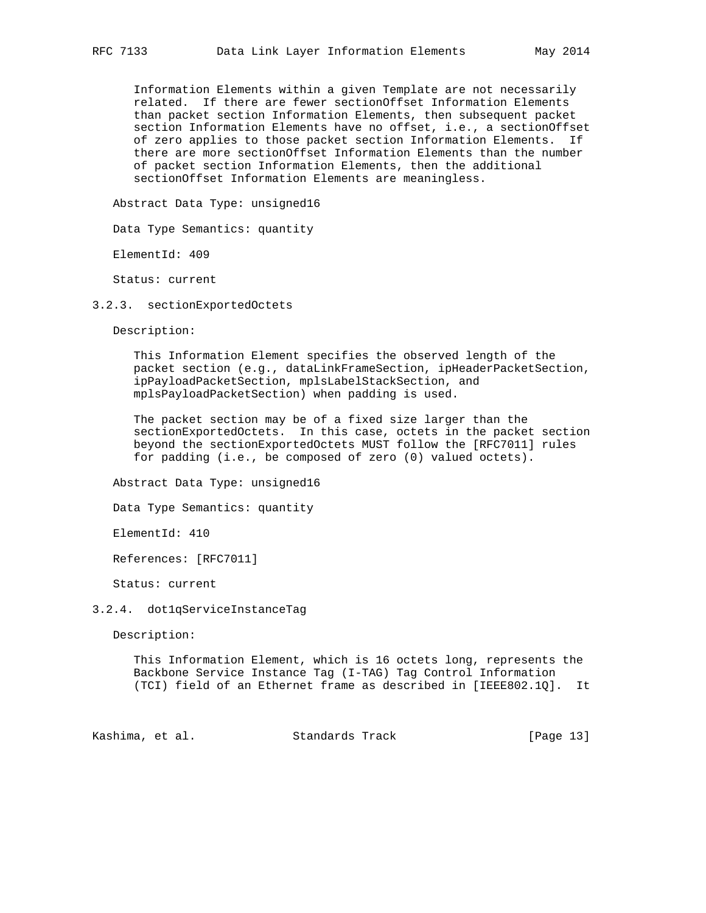Information Elements within a given Template are not necessarily related. If there are fewer sectionOffset Information Elements than packet section Information Elements, then subsequent packet section Information Elements have no offset, i.e., a sectionOffset of zero applies to those packet section Information Elements. If there are more sectionOffset Information Elements than the number of packet section Information Elements, then the additional sectionOffset Information Elements are meaningless.

Abstract Data Type: unsigned16

Data Type Semantics: quantity

ElementId: 409

Status: current

### 3.2.3. sectionExportedOctets

Description:

This Information Element specifies the observed length of the packet section (e.g., dataLinkFrameSection, ipHeaderPacketSection, ipPayloadPacketSection, mplsLabelStackSection, and mplsPayloadPacketSection) when padding is used.

The packet section may be of a fixed size larger than the sectionExportedOctets. In this case, octets in the packet section beyond the sectionExportedOctets MUST follow the [RFC7011] rules for padding (i.e., be composed of zero (0) valued octets).

Abstract Data Type: unsigned16

Data Type Semantics: quantity

ElementId: 410

References: [RFC7011]

Status: current

### 3.2.4. dot1qServiceInstanceTag

Description:

This Information Element, which is 16 octets long, represents the Backbone Service Instance Tag (I-TAG) Tag Control Information (TCI) field of an Ethernet frame as described in [IEEE802.1Q]. It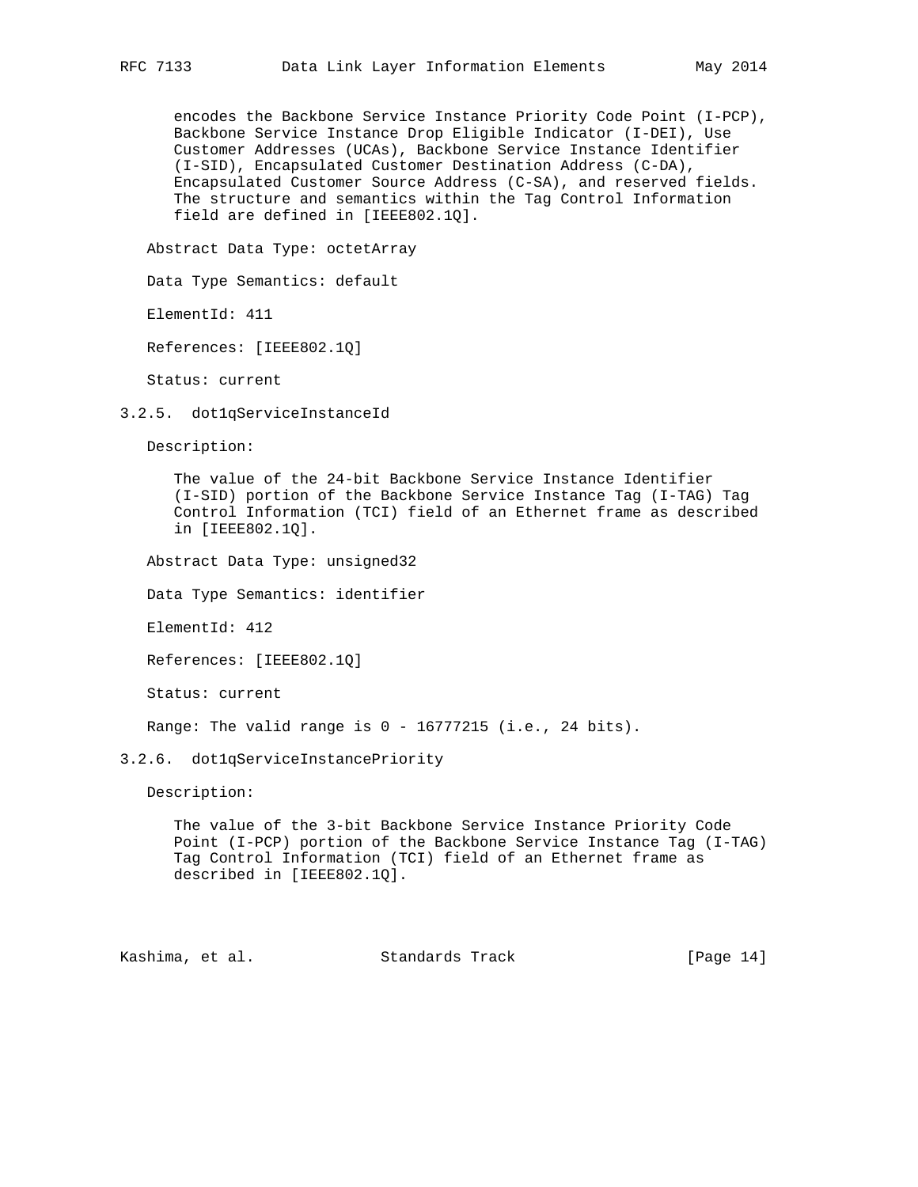encodes the Backbone Service Instance Priority Code Point (I-PCP), Backbone Service Instance Drop Eligible Indicator (I-DEI), Use Customer Addresses (UCAs), Backbone Service Instance Identifier (I-SID), Encapsulated Customer Destination Address (C-DA), Encapsulated Customer Source Address (C-SA), and reserved fields. The structure and semantics within the Tag Control Information field are defined in [IEEE802.1Q].

Abstract Data Type: octetArray

Data Type Semantics: default

ElementId: 411

References: [IEEE802.1Q]

Status: current

### 3.2.5. dot1qServiceInstanceId

Description:

The value of the 24-bit Backbone Service Instance Identifier (I-SID) portion of the Backbone Service Instance Tag (I-TAG) Tag Control Information (TCI) field of an Ethernet frame as described in [IEEE802.1Q].

Abstract Data Type: unsigned32

Data Type Semantics: identifier

ElementId: 412

References: [IEEE802.1Q]

Status: current

Range: The valid range is 0 - 16777215 (i.e., 24 bits).

### 3.2.6. dot1qServiceInstancePriority

Description:

The value of the 3-bit Backbone Service Instance Priority Code Point (I-PCP) portion of the Backbone Service Instance Tag (I-TAG) Tag Control Information (TCI) field of an Ethernet frame as described in [IEEE802.1Q].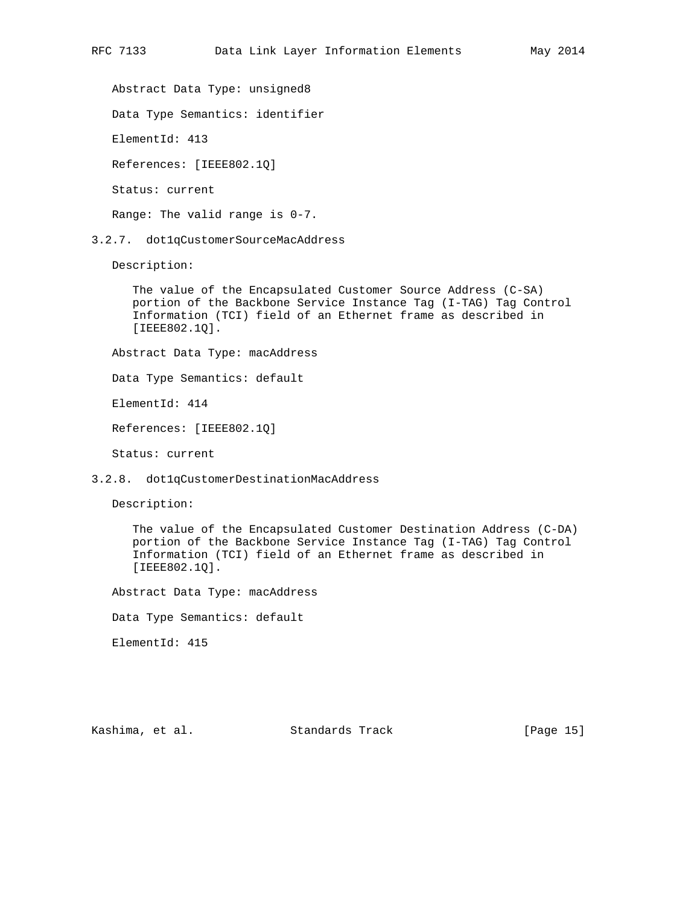Abstract Data Type: unsigned8

Data Type Semantics: identifier

ElementId: 413

References: [IEEE802.1Q]

Status: current

Range: The valid range is 0-7.

### 3.2.7. dot1qCustomerSourceMacAddress

Description:

The value of the Encapsulated Customer Source Address (C-SA) portion of the Backbone Service Instance Tag (I-TAG) Tag Control Information (TCI) field of an Ethernet frame as described in [IEEE802.1Q].

Abstract Data Type: macAddress

Data Type Semantics: default

ElementId: 414

References: [IEEE802.1Q]

Status: current

### 3.2.8. dot1qCustomerDestinationMacAddress

Description:

The value of the Encapsulated Customer Destination Address (C-DA) portion of the Backbone Service Instance Tag (I-TAG) Tag Control Information (TCI) field of an Ethernet frame as described in [IEEE802.1Q].

Abstract Data Type: macAddress

Data Type Semantics: default

ElementId: 415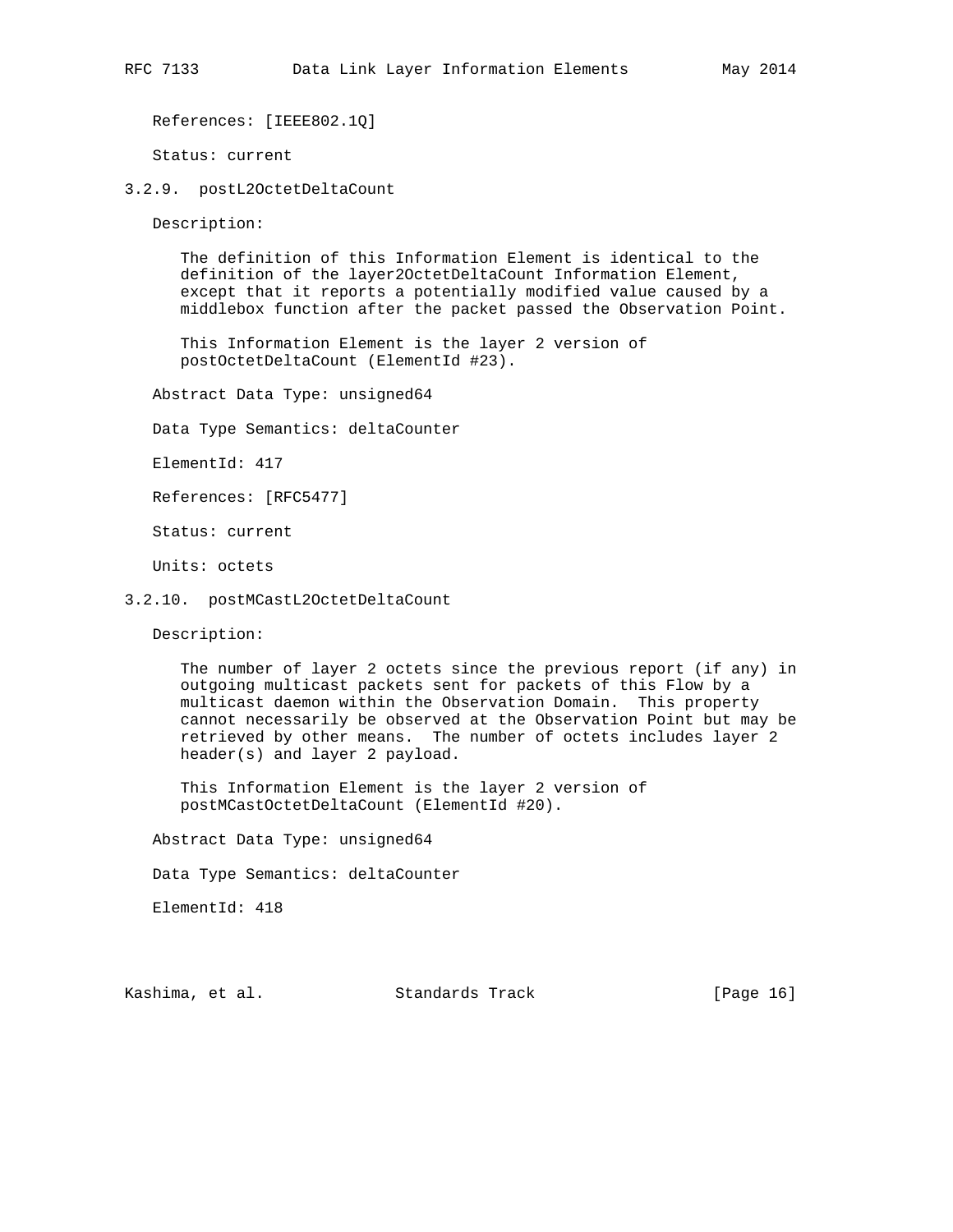References: [IEEE802.1Q]

Status: current

### 3.2.9. postL2OctetDeltaCount

Description:

The definition of this Information Element is identical to the definition of the layer2OctetDeltaCount Information Element, except that it reports a potentially modified value caused by a middlebox function after the packet passed the Observation Point.

This Information Element is the layer 2 version of postOctetDeltaCount (ElementId #23).

Abstract Data Type: unsigned64

Data Type Semantics: deltaCounter

ElementId: 417

References: [RFC5477]

Status: current

Units: octets

### 3.2.10. postMCastL2OctetDeltaCount

Description:

The number of layer 2 octets since the previous report (if any) in outgoing multicast packets sent for packets of this Flow by a multicast daemon within the Observation Domain. This property cannot necessarily be observed at the Observation Point but may be retrieved by other means. The number of octets includes layer 2 header(s) and layer 2 payload.

This Information Element is the layer 2 version of postMCastOctetDeltaCount (ElementId #20).

Abstract Data Type: unsigned64

Data Type Semantics: deltaCounter

ElementId: 418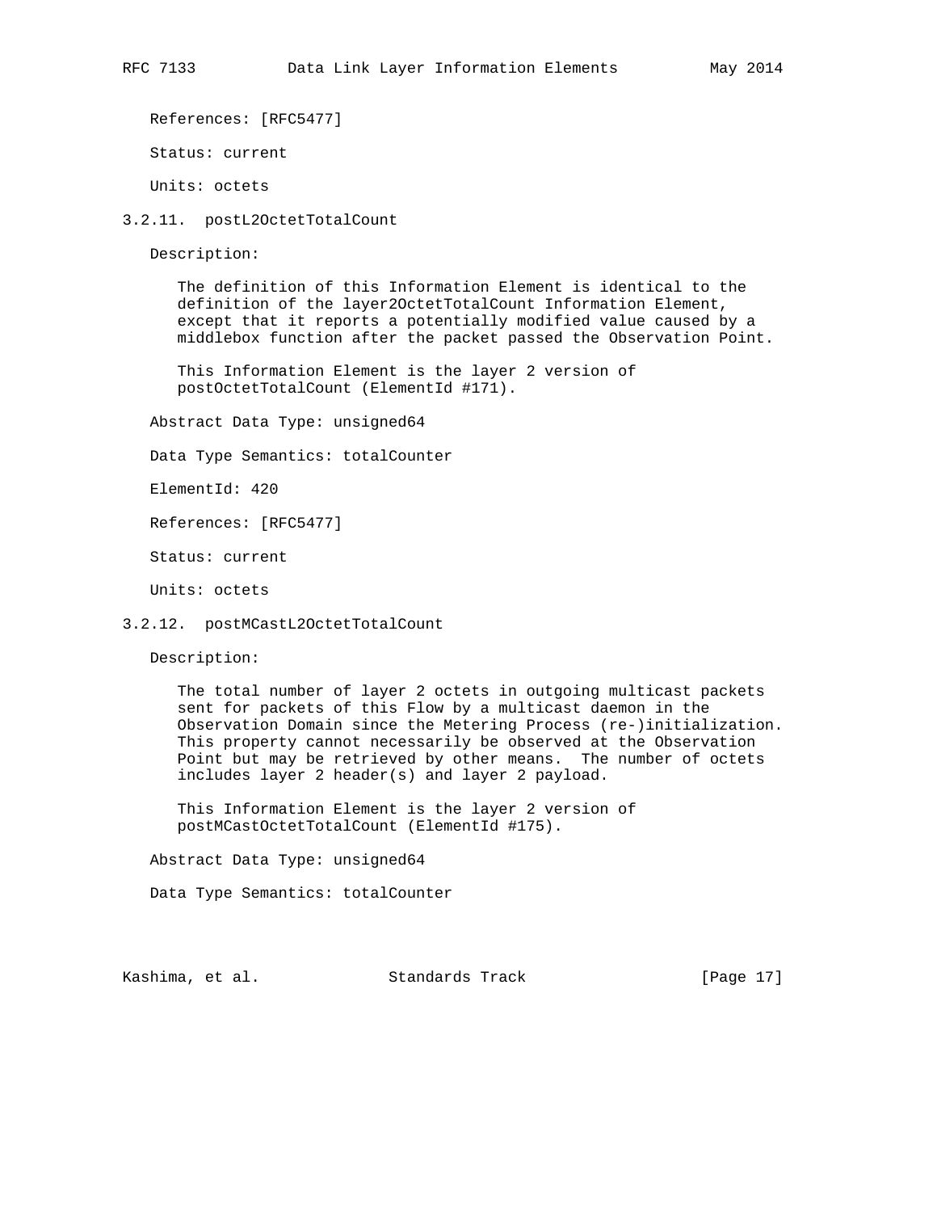References: [RFC5477]

Status: current

Units: octets

### 3.2.11. postL2OctetTotalCount

Description:

The definition of this Information Element is identical to the definition of the layer2OctetTotalCount Information Element, except that it reports a potentially modified value caused by a middlebox function after the packet passed the Observation Point.

This Information Element is the layer 2 version of postOctetTotalCount (ElementId #171).

Abstract Data Type: unsigned64

Data Type Semantics: totalCounter

ElementId: 420

References: [RFC5477]

Status: current

Units: octets

### 3.2.12. postMCastL2OctetTotalCount

Description:

The total number of layer 2 octets in outgoing multicast packets sent for packets of this Flow by a multicast daemon in the Observation Domain since the Metering Process (re-)initialization. This property cannot necessarily be observed at the Observation Point but may be retrieved by other means. The number of octets includes layer 2 header(s) and layer 2 payload.

This Information Element is the layer 2 version of postMCastOctetTotalCount (ElementId #175).

Abstract Data Type: unsigned64

Data Type Semantics: totalCounter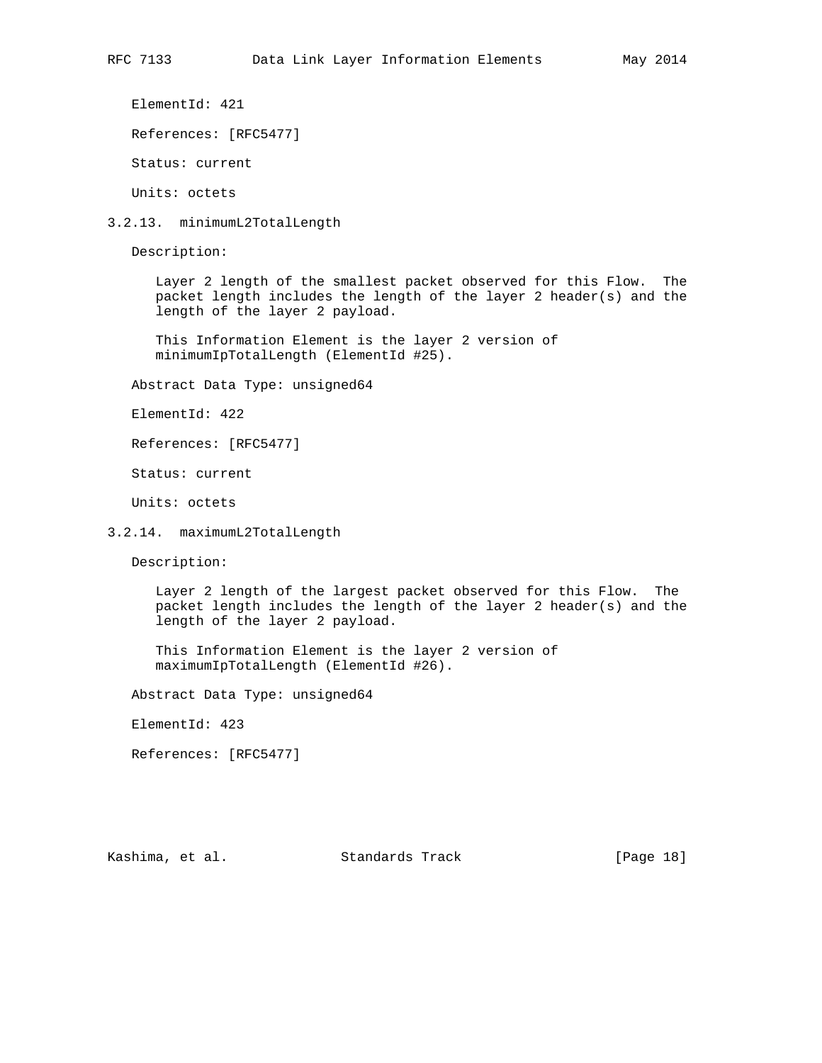ElementId: 421

References: [RFC5477]

Status: current

Units: octets

### 3.2.13. minimumL2TotalLength

Description:

Layer 2 length of the smallest packet observed for this Flow. The packet length includes the length of the layer 2 header(s) and the length of the layer 2 payload.

This Information Element is the layer 2 version of minimumIpTotalLength (ElementId #25).

Abstract Data Type: unsigned64

ElementId: 422

References: [RFC5477]

Status: current

Units: octets

### 3.2.14. maximumL2TotalLength

Description:

Layer 2 length of the largest packet observed for this Flow. The packet length includes the length of the layer 2 header(s) and the length of the layer 2 payload.

This Information Element is the layer 2 version of maximumIpTotalLength (ElementId #26).

Abstract Data Type: unsigned64

ElementId: 423

References: [RFC5477]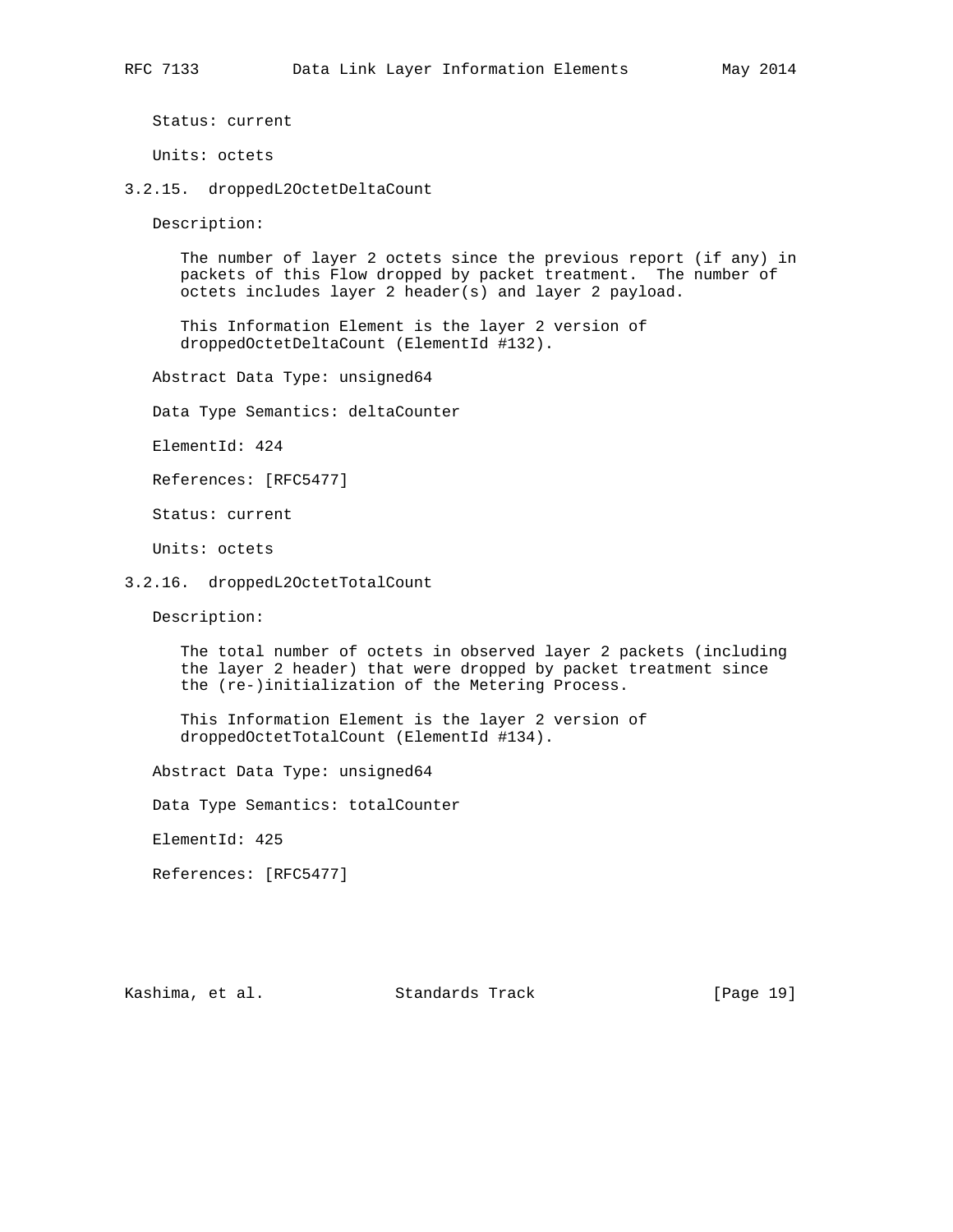Status: current

Units: octets

### 3.2.15. droppedL2OctetDeltaCount

Description:

The number of layer 2 octets since the previous report (if any) in packets of this Flow dropped by packet treatment. The number of octets includes layer 2 header(s) and layer 2 payload.

This Information Element is the layer 2 version of droppedOctetDeltaCount (ElementId #132).

Abstract Data Type: unsigned64

Data Type Semantics: deltaCounter

ElementId: 424

References: [RFC5477]

Status: current

Units: octets

### 3.2.16. droppedL2OctetTotalCount

Description:

The total number of octets in observed layer 2 packets (including the layer 2 header) that were dropped by packet treatment since the (re-)initialization of the Metering Process.

This Information Element is the layer 2 version of droppedOctetTotalCount (ElementId #134).

Abstract Data Type: unsigned64

Data Type Semantics: totalCounter

ElementId: 425

References: [RFC5477]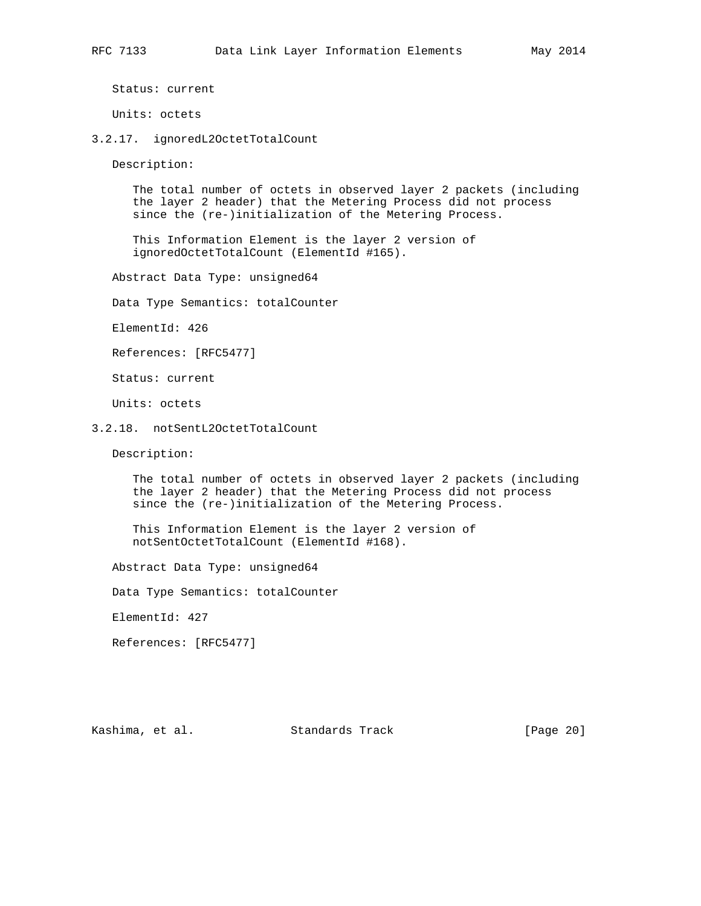Status: current

Units: octets

### 3.2.17. ignoredL2OctetTotalCount

Description:

The total number of octets in observed layer 2 packets (including the layer 2 header) that the Metering Process did not process since the (re-)initialization of the Metering Process.

This Information Element is the layer 2 version of ignoredOctetTotalCount (ElementId #165).

Abstract Data Type: unsigned64

Data Type Semantics: totalCounter

ElementId: 426

References: [RFC5477]

Status: current

Units: octets

### 3.2.18. notSentL2OctetTotalCount

Description:

The total number of octets in observed layer 2 packets (including the layer 2 header) that the Metering Process did not process since the (re-)initialization of the Metering Process.

This Information Element is the layer 2 version of notSentOctetTotalCount (ElementId #168).

Abstract Data Type: unsigned64

Data Type Semantics: totalCounter

ElementId: 427

References: [RFC5477]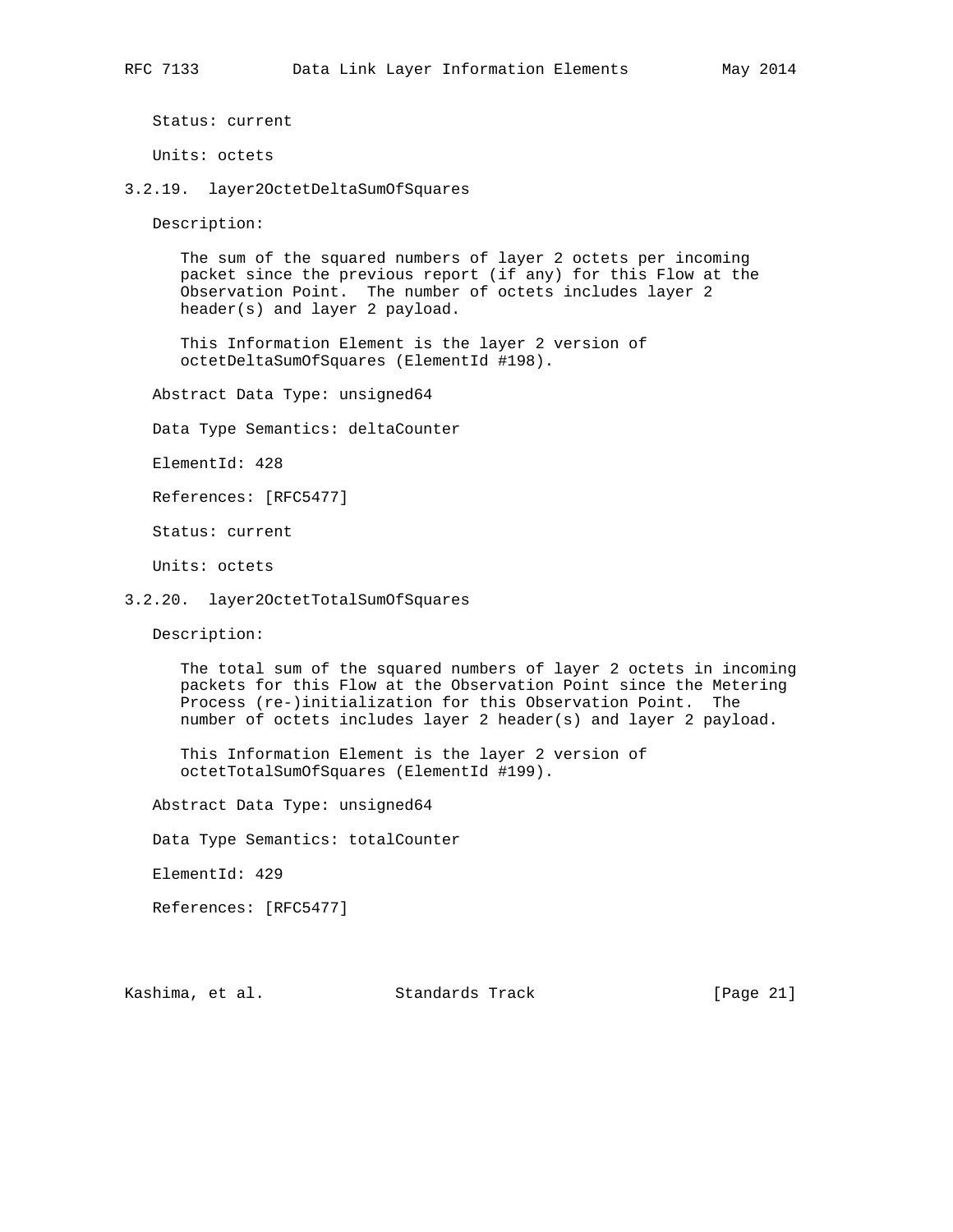Status: current

Units: octets

### 3.2.19. layer2OctetDeltaSumOfSquares

Description:

The sum of the squared numbers of layer 2 octets per incoming packet since the previous report (if any) for this Flow at the Observation Point. The number of octets includes layer 2 header(s) and layer 2 payload.

This Information Element is the layer 2 version of octetDeltaSumOfSquares (ElementId #198).

Abstract Data Type: unsigned64

Data Type Semantics: deltaCounter

ElementId: 428

References: [RFC5477]

Status: current

Units: octets

### 3.2.20. layer2OctetTotalSumOfSquares

Description:

The total sum of the squared numbers of layer 2 octets in incoming packets for this Flow at the Observation Point since the Metering Process (re-)initialization for this Observation Point. The number of octets includes layer 2 header(s) and layer 2 payload.

This Information Element is the layer 2 version of octetTotalSumOfSquares (ElementId #199).

Abstract Data Type: unsigned64

Data Type Semantics: totalCounter

ElementId: 429

References: [RFC5477]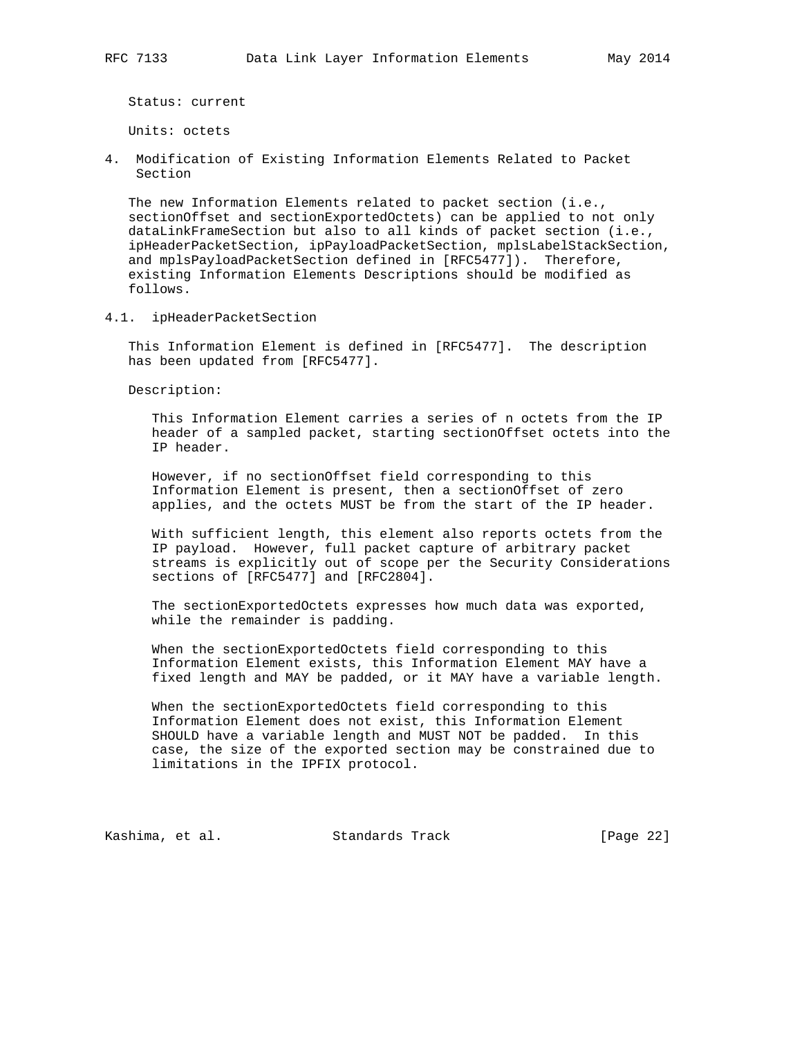Status: current

Units: octets

## 4. Modification of Existing Information Elements Related to Packet Section

The new Information Elements related to packet section (i.e., sectionOffset and sectionExportedOctets) can be applied to not only dataLinkFrameSection but also to all kinds of packet section (i.e., ipHeaderPacketSection, ipPayloadPacketSection, mplsLabelStackSection, and mplsPayloadPacketSection defined in [RFC5477]). Therefore, existing Information Elements Descriptions should be modified as follows.

### 4.1. ipHeaderPacketSection

This Information Element is defined in [RFC5477]. The description has been updated from [RFC5477].

Description:

This Information Element carries a series of n octets from the IP header of a sampled packet, starting sectionOffset octets into the IP header.

However, if no sectionOffset field corresponding to this Information Element is present, then a sectionOffset of zero applies, and the octets MUST be from the start of the IP header.

With sufficient length, this element also reports octets from the IP payload. However, full packet capture of arbitrary packet streams is explicitly out of scope per the Security Considerations sections of [RFC5477] and [RFC2804].

The sectionExportedOctets expresses how much data was exported, while the remainder is padding.

When the sectionExportedOctets field corresponding to this Information Element exists, this Information Element MAY have a fixed length and MAY be padded, or it MAY have a variable length.

When the sectionExportedOctets field corresponding to this Information Element does not exist, this Information Element SHOULD have a variable length and MUST NOT be padded. In this case, the size of the exported section may be constrained due to limitations in the IPFIX protocol.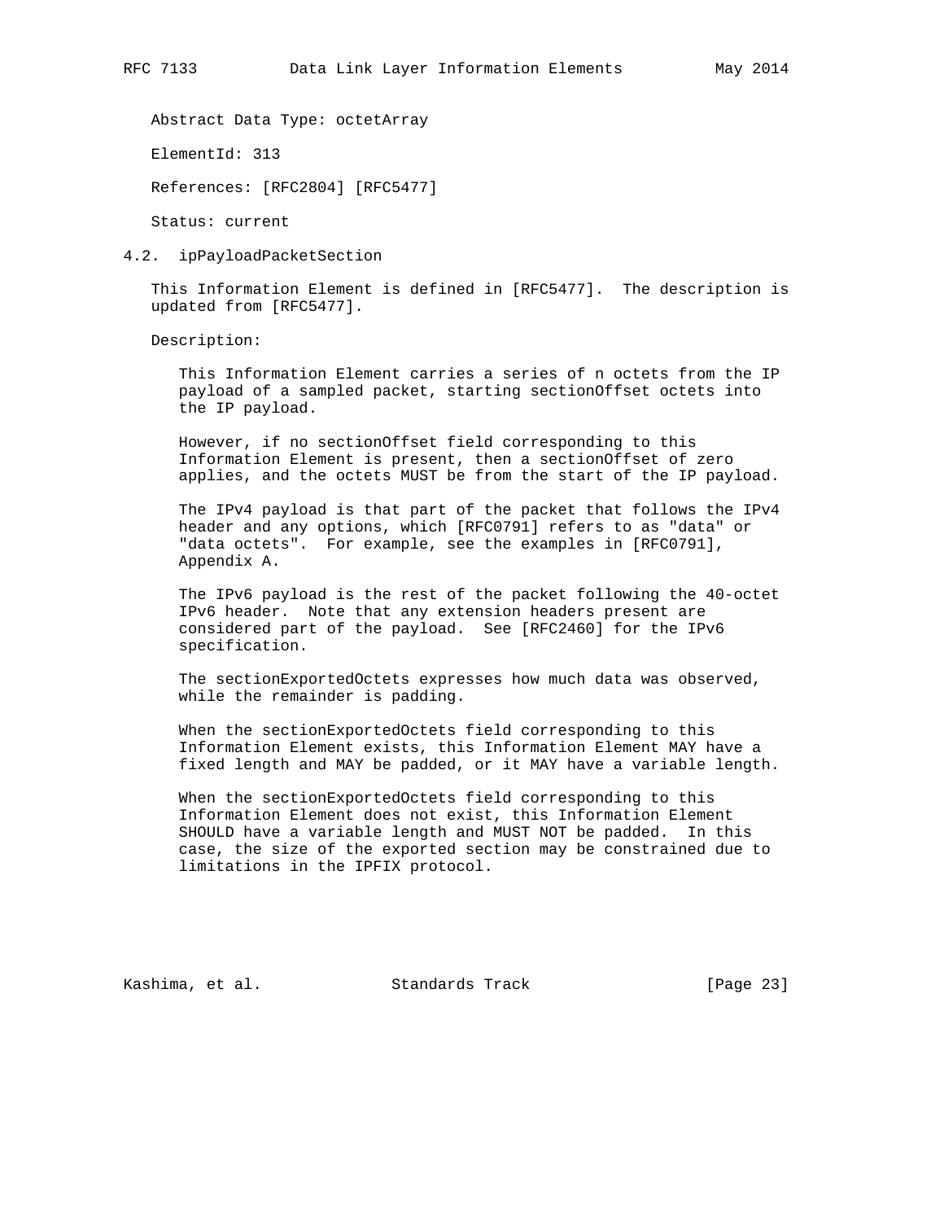Abstract Data Type: octetArray

ElementId: 313

References: [RFC2804] [RFC5477]

Status: current

### 4.2. ipPayloadPacketSection

This Information Element is defined in [RFC5477]. The description is updated from [RFC5477].

Description:

This Information Element carries a series of n octets from the IP payload of a sampled packet, starting sectionOffset octets into the IP payload.

However, if no sectionOffset field corresponding to this Information Element is present, then a sectionOffset of zero applies, and the octets MUST be from the start of the IP payload.

The IPv4 payload is that part of the packet that follows the IPv4 header and any options, which [RFC0791] refers to as "data" or "data octets". For example, see the examples in [RFC0791], Appendix A.

The IPv6 payload is the rest of the packet following the 40-octet IPv6 header. Note that any extension headers present are considered part of the payload. See [RFC2460] for the IPv6 specification.

The sectionExportedOctets expresses how much data was observed, while the remainder is padding.

When the sectionExportedOctets field corresponding to this Information Element exists, this Information Element MAY have a fixed length and MAY be padded, or it MAY have a variable length.

When the sectionExportedOctets field corresponding to this Information Element does not exist, this Information Element SHOULD have a variable length and MUST NOT be padded. In this case, the size of the exported section may be constrained due to limitations in the IPFIX protocol.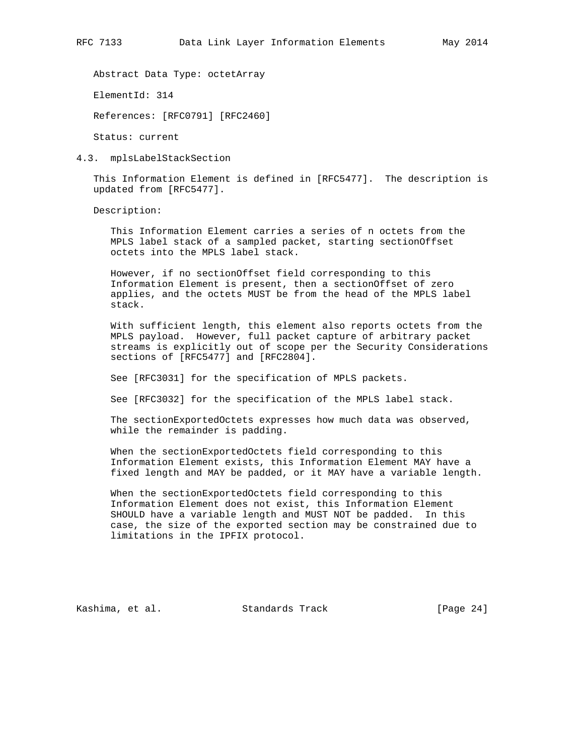Abstract Data Type: octetArray

ElementId: 314

References: [RFC0791] [RFC2460]

Status: current

### 4.3. mplsLabelStackSection

This Information Element is defined in [RFC5477]. The description is updated from [RFC5477].

Description:

This Information Element carries a series of n octets from the MPLS label stack of a sampled packet, starting sectionOffset octets into the MPLS label stack.

However, if no sectionOffset field corresponding to this Information Element is present, then a sectionOffset of zero applies, and the octets MUST be from the head of the MPLS label stack.

With sufficient length, this element also reports octets from the MPLS payload. However, full packet capture of arbitrary packet streams is explicitly out of scope per the Security Considerations sections of [RFC5477] and [RFC2804].

See [RFC3031] for the specification of MPLS packets.

See [RFC3032] for the specification of the MPLS label stack.

The sectionExportedOctets expresses how much data was observed, while the remainder is padding.

When the sectionExportedOctets field corresponding to this Information Element exists, this Information Element MAY have a fixed length and MAY be padded, or it MAY have a variable length.

When the sectionExportedOctets field corresponding to this Information Element does not exist, this Information Element SHOULD have a variable length and MUST NOT be padded. In this case, the size of the exported section may be constrained due to limitations in the IPFIX protocol.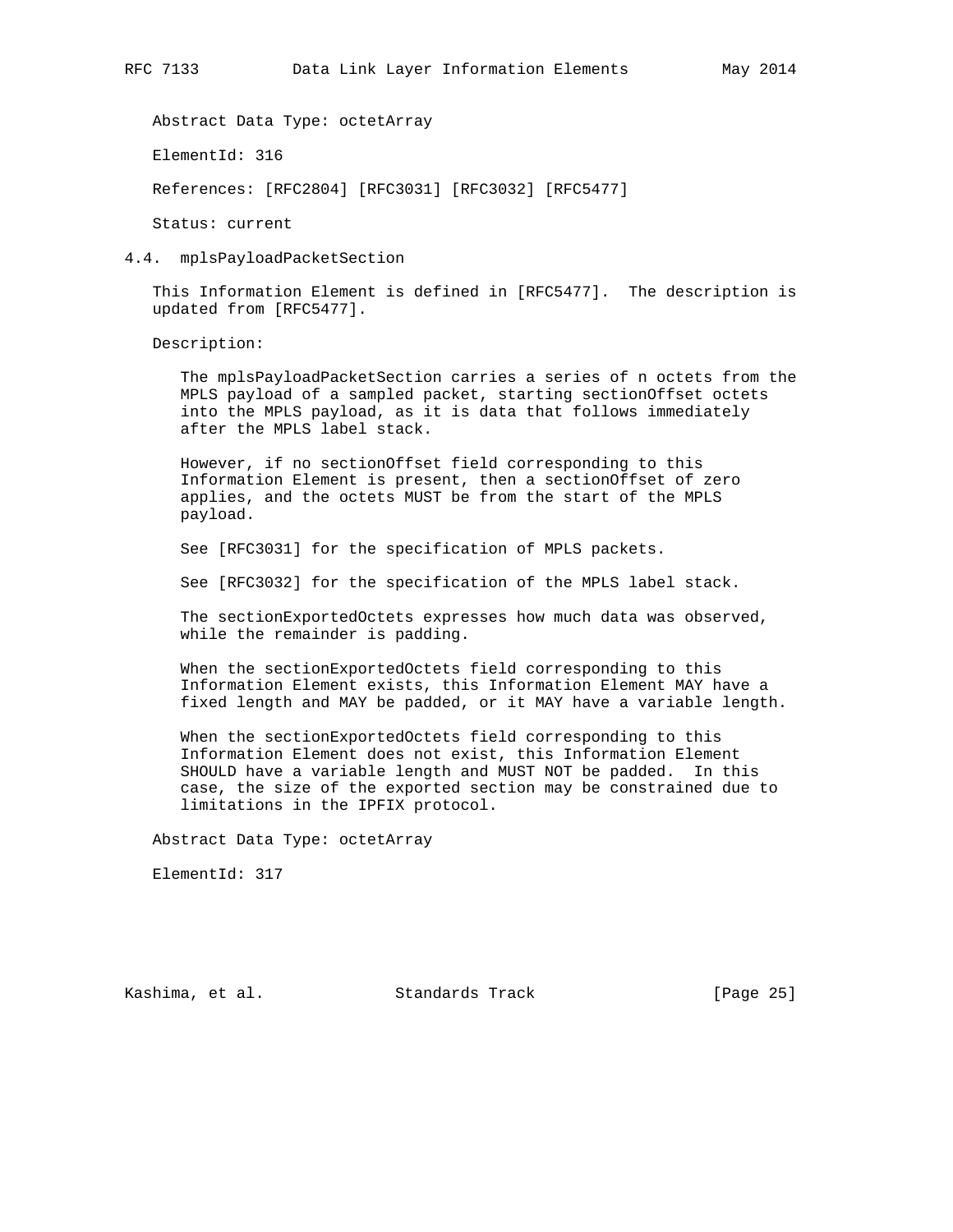Abstract Data Type: octetArray

ElementId: 316

References: [RFC2804] [RFC3031] [RFC3032] [RFC5477]

Status: current

### 4.4. mplsPayloadPacketSection

This Information Element is defined in [RFC5477]. The description is updated from [RFC5477].

Description:

The mplsPayloadPacketSection carries a series of n octets from the MPLS payload of a sampled packet, starting sectionOffset octets into the MPLS payload, as it is data that follows immediately after the MPLS label stack.

However, if no sectionOffset field corresponding to this Information Element is present, then a sectionOffset of zero applies, and the octets MUST be from the start of the MPLS payload.

See [RFC3031] for the specification of MPLS packets.

See [RFC3032] for the specification of the MPLS label stack.

The sectionExportedOctets expresses how much data was observed, while the remainder is padding.

When the sectionExportedOctets field corresponding to this Information Element exists, this Information Element MAY have a fixed length and MAY be padded, or it MAY have a variable length.

When the sectionExportedOctets field corresponding to this Information Element does not exist, this Information Element SHOULD have a variable length and MUST NOT be padded. In this case, the size of the exported section may be constrained due to limitations in the IPFIX protocol.

Abstract Data Type: octetArray

ElementId: 317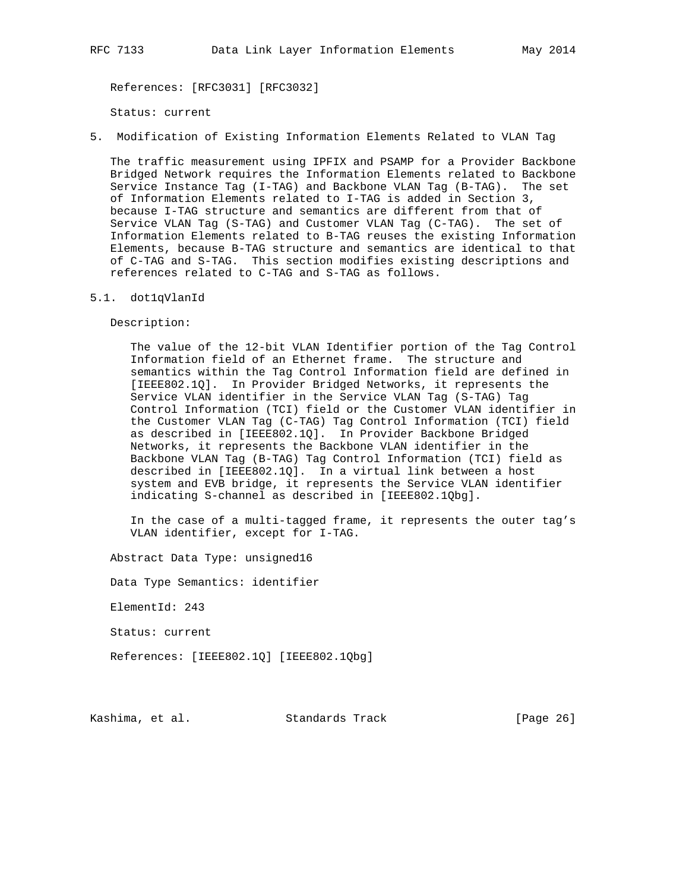References: [RFC3031] [RFC3032]

Status: current

## 5. Modification of Existing Information Elements Related to VLAN Tag

The traffic measurement using IPFIX and PSAMP for a Provider Backbone Bridged Network requires the Information Elements related to Backbone Service Instance Tag (I-TAG) and Backbone VLAN Tag (B-TAG). The set of Information Elements related to I-TAG is added in Section 3, because I-TAG structure and semantics are different from that of Service VLAN Tag (S-TAG) and Customer VLAN Tag (C-TAG). The set of Information Elements related to B-TAG reuses the existing Information Elements, because B-TAG structure and semantics are identical to that of C-TAG and S-TAG. This section modifies existing descriptions and references related to C-TAG and S-TAG as follows.

### 5.1. dot1qVlanId

Description:

The value of the 12-bit VLAN Identifier portion of the Tag Control Information field of an Ethernet frame. The structure and semantics within the Tag Control Information field are defined in [IEEE802.1Q]. In Provider Bridged Networks, it represents the Service VLAN identifier in the Service VLAN Tag (S-TAG) Tag Control Information (TCI) field or the Customer VLAN identifier in the Customer VLAN Tag (C-TAG) Tag Control Information (TCI) field as described in [IEEE802.1Q]. In Provider Backbone Bridged Networks, it represents the Backbone VLAN identifier in the Backbone VLAN Tag (B-TAG) Tag Control Information (TCI) field as described in [IEEE802.1Q]. In a virtual link between a host system and EVB bridge, it represents the Service VLAN identifier indicating S-channel as described in [IEEE802.1Qbg].

In the case of a multi-tagged frame, it represents the outer tag's VLAN identifier, except for I-TAG.

Abstract Data Type: unsigned16

Data Type Semantics: identifier

ElementId: 243

Status: current

References: [IEEE802.1Q] [IEEE802.1Qbg]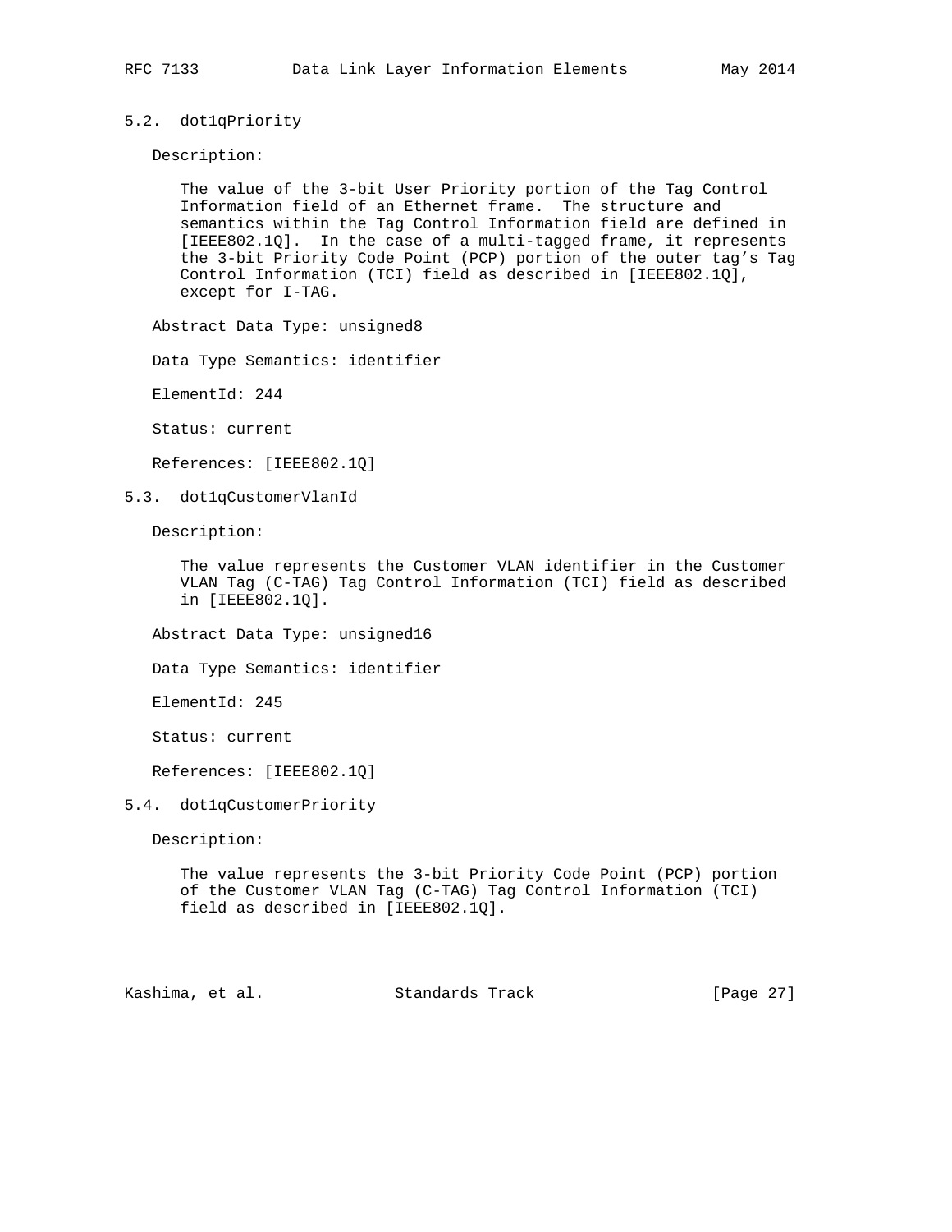### 5.2. dot1qPriority

Description:

The value of the 3-bit User Priority portion of the Tag Control Information field of an Ethernet frame. The structure and semantics within the Tag Control Information field are defined in [IEEE802.1Q]. In the case of a multi-tagged frame, it represents the 3-bit Priority Code Point (PCP) portion of the outer tag's Tag Control Information (TCI) field as described in [IEEE802.1Q], except for I-TAG.

Abstract Data Type: unsigned8

Data Type Semantics: identifier

ElementId: 244

Status: current

References: [IEEE802.1Q]

### 5.3. dot1qCustomerVlanId

Description:

The value represents the Customer VLAN identifier in the Customer VLAN Tag (C-TAG) Tag Control Information (TCI) field as described in [IEEE802.1Q].

Abstract Data Type: unsigned16

Data Type Semantics: identifier

ElementId: 245

Status: current

References: [IEEE802.1Q]

### 5.4. dot1qCustomerPriority

Description:

The value represents the 3-bit Priority Code Point (PCP) portion of the Customer VLAN Tag (C-TAG) Tag Control Information (TCI) field as described in [IEEE802.1Q].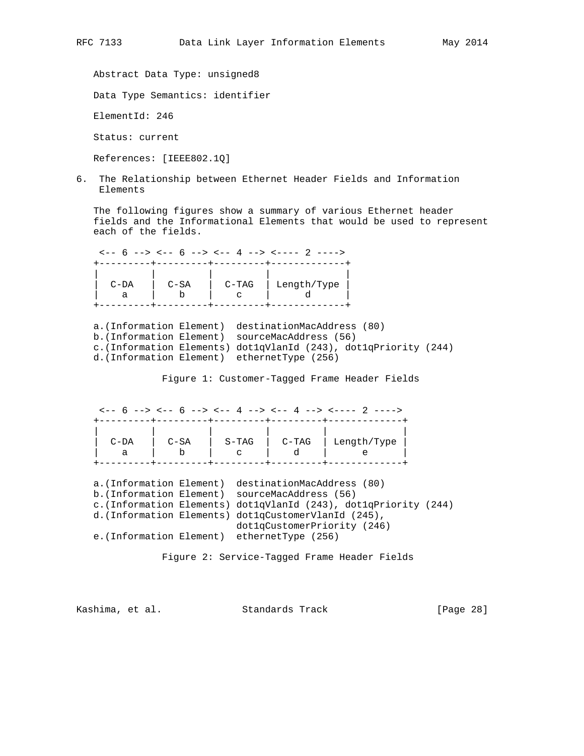Abstract Data Type: unsigned8

Data Type Semantics: identifier

ElementId: 246

Status: current

References: [IEEE802.1Q]

## 6. The Relationship between Ethernet Header Fields and Information Elements

The following figures show a summary of various Ethernet header fields and the Informational Elements that would be used to represent each of the fields.

```
 <-- 6 --> <-- 6 --> <-- 4 --> <---- 2 ---->
+---------+---------+---------+-------------+
|         |         |         |             |
|  C-DA   |  C-SA   |  C-TAG  | Length/Type |
|    a    |    b    |    c    |      d      |
+---------+---------+---------+-------------+

a.(Information Element)  destinationMacAddress (80)
b.(Information Element)  sourceMacAddress (56)
c.(Information Elements) dot1qVlanId (243), dot1qPriority (244)
d.(Information Element)  ethernetType (256)
```

Figure 1: Customer-Tagged Frame Header Fields

```
 <-- 6 --> <-- 6 --> <-- 4 --> <-- 4 --> <---- 2 ---->
+---------+---------+---------+---------+-------------+
|         |         |         |         |             |
|  C-DA   |  C-SA   |  S-TAG  |  C-TAG  | Length/Type |
|    a    |    b    |    c    |    d    |      e      |
+---------+---------+---------+---------+-------------+

a.(Information Element)  destinationMacAddress (80)
b.(Information Element)  sourceMacAddress (56)
c.(Information Elements) dot1qVlanId (243), dot1qPriority (244)
d.(Information Elements) dot1qCustomerVlanId (245),
                         dot1qCustomerPriority (246)
e.(Information Element)  ethernetType (256)
```

Figure 2: Service-Tagged Frame Header Fields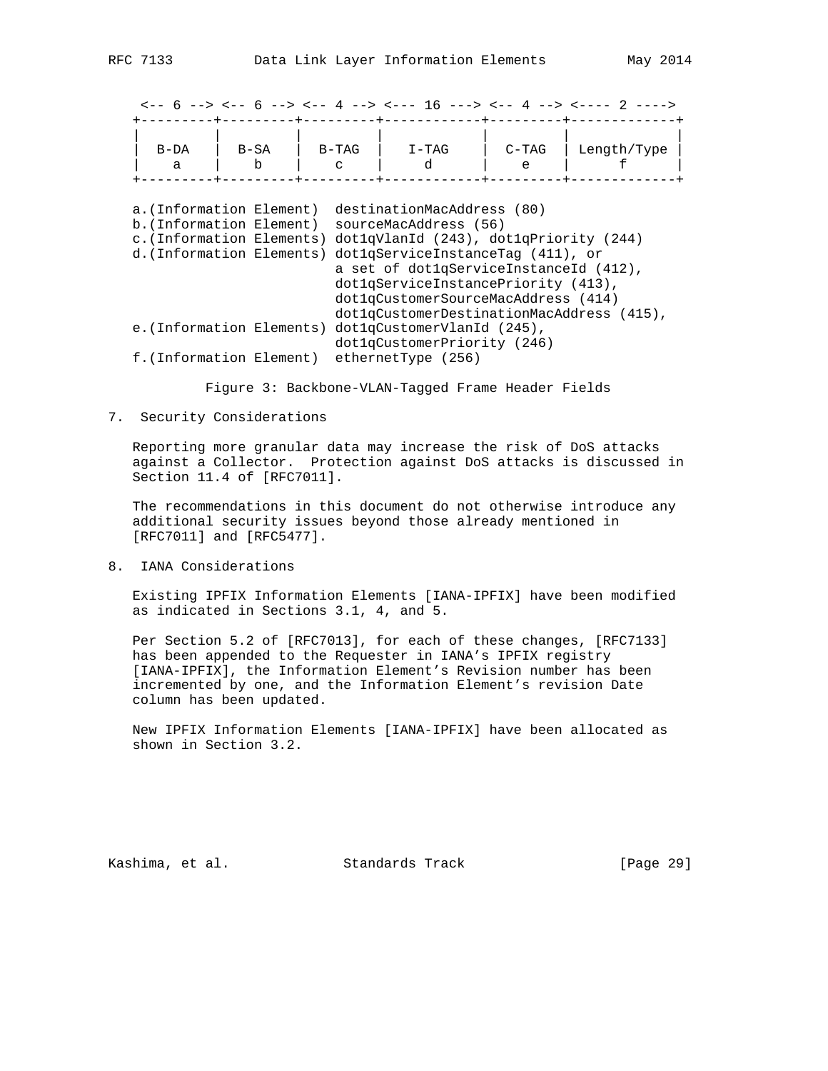```
 <-- 6 --> <-- 6 --> <-- 4 --> <--- 16 ---> <-- 4 --> <---- 2 ---->
+---------+---------+---------+------------+---------+-------------+
|         |         |         |            |         |             |
|  B-DA   |  B-SA   |  B-TAG  |   I-TAG    |  C-TAG  | Length/Type |
|    a    |    b    |    c    |     d      |    e    |      f      |
+---------+---------+---------+------------+---------+-------------+

a.(Information Element)  destinationMacAddress (80)
b.(Information Element)  sourceMacAddress (56)
c.(Information Elements) dot1qVlanId (243), dot1qPriority (244)
d.(Information Elements) dot1qServiceInstanceTag (411), or
                         a set of dot1qServiceInstanceId (412),
                         dot1qServiceInstancePriority (413),
                         dot1qCustomerSourceMacAddress (414)
                         dot1qCustomerDestinationMacAddress (415),
e.(Information Elements) dot1qCustomerVlanId (245),
                         dot1qCustomerPriority (246)
f.(Information Element)  ethernetType (256)
```

Figure 3: Backbone-VLAN-Tagged Frame Header Fields

## 7. Security Considerations

Reporting more granular data may increase the risk of DoS attacks against a Collector. Protection against DoS attacks is discussed in Section 11.4 of [RFC7011].

The recommendations in this document do not otherwise introduce any additional security issues beyond those already mentioned in [RFC7011] and [RFC5477].

## 8. IANA Considerations

Existing IPFIX Information Elements [IANA-IPFIX] have been modified as indicated in Sections 3.1, 4, and 5.

Per Section 5.2 of [RFC7013], for each of these changes, [RFC7133] has been appended to the Requester in IANA's IPFIX registry [IANA-IPFIX], the Information Element's Revision number has been incremented by one, and the Information Element's revision Date column has been updated.

New IPFIX Information Elements [IANA-IPFIX] have been allocated as shown in Section 3.2.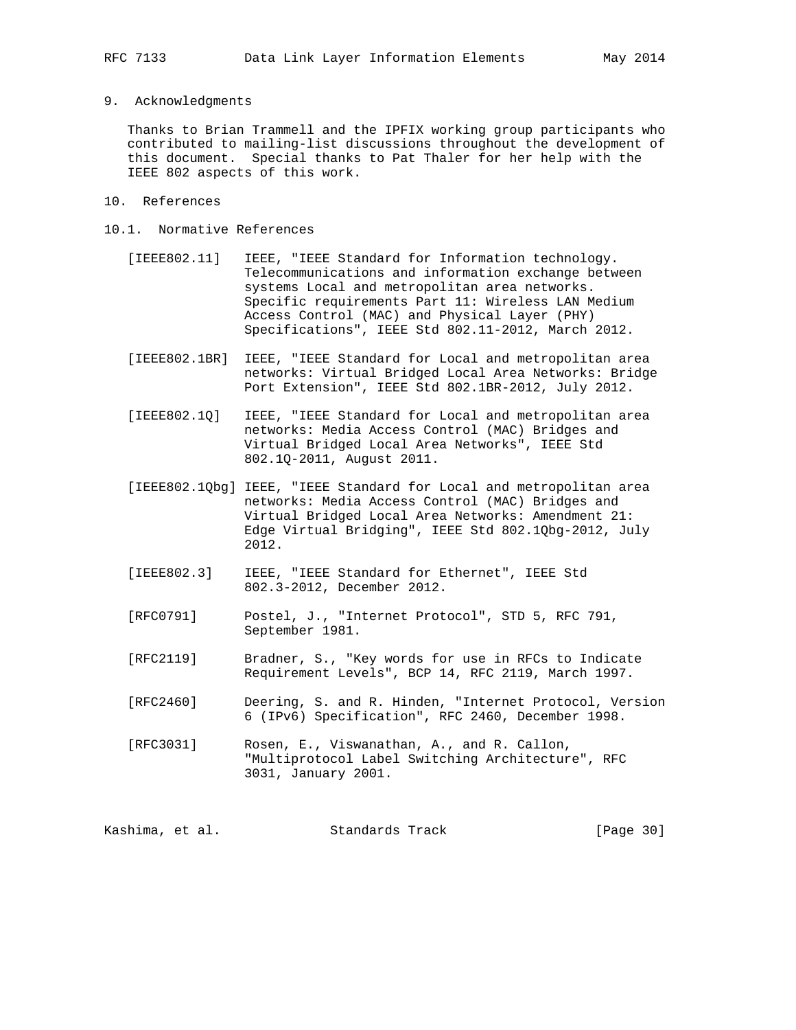## 9. Acknowledgments

Thanks to Brian Trammell and the IPFIX working group participants who contributed to mailing-list discussions throughout the development of this document. Special thanks to Pat Thaler for her help with the IEEE 802 aspects of this work.

## 10. References

### 10.1. Normative References

[IEEE802.11] IEEE, "IEEE Standard for Information technology. Telecommunications and information exchange between systems Local and metropolitan area networks. Specific requirements Part 11: Wireless LAN Medium Access Control (MAC) and Physical Layer (PHY) Specifications", IEEE Std 802.11-2012, March 2012.

[IEEE802.1BR] IEEE, "IEEE Standard for Local and metropolitan area networks: Virtual Bridged Local Area Networks: Bridge Port Extension", IEEE Std 802.1BR-2012, July 2012.

[IEEE802.1Q] IEEE, "IEEE Standard for Local and metropolitan area networks: Media Access Control (MAC) Bridges and Virtual Bridged Local Area Networks", IEEE Std 802.1Q-2011, August 2011.

[IEEE802.1Qbg] IEEE, "IEEE Standard for Local and metropolitan area networks: Media Access Control (MAC) Bridges and Virtual Bridged Local Area Networks: Amendment 21: Edge Virtual Bridging", IEEE Std 802.1Qbg-2012, July 2012.

[IEEE802.3] IEEE, "IEEE Standard for Ethernet", IEEE Std 802.3-2012, December 2012.

[RFC0791] Postel, J., "Internet Protocol", STD 5, RFC 791, September 1981.

[RFC2119] Bradner, S., "Key words for use in RFCs to Indicate Requirement Levels", BCP 14, RFC 2119, March 1997.

[RFC2460] Deering, S. and R. Hinden, "Internet Protocol, Version 6 (IPv6) Specification", RFC 2460, December 1998.

[RFC3031] Rosen, E., Viswanathan, A., and R. Callon, "Multiprotocol Label Switching Architecture", RFC 3031, January 2001.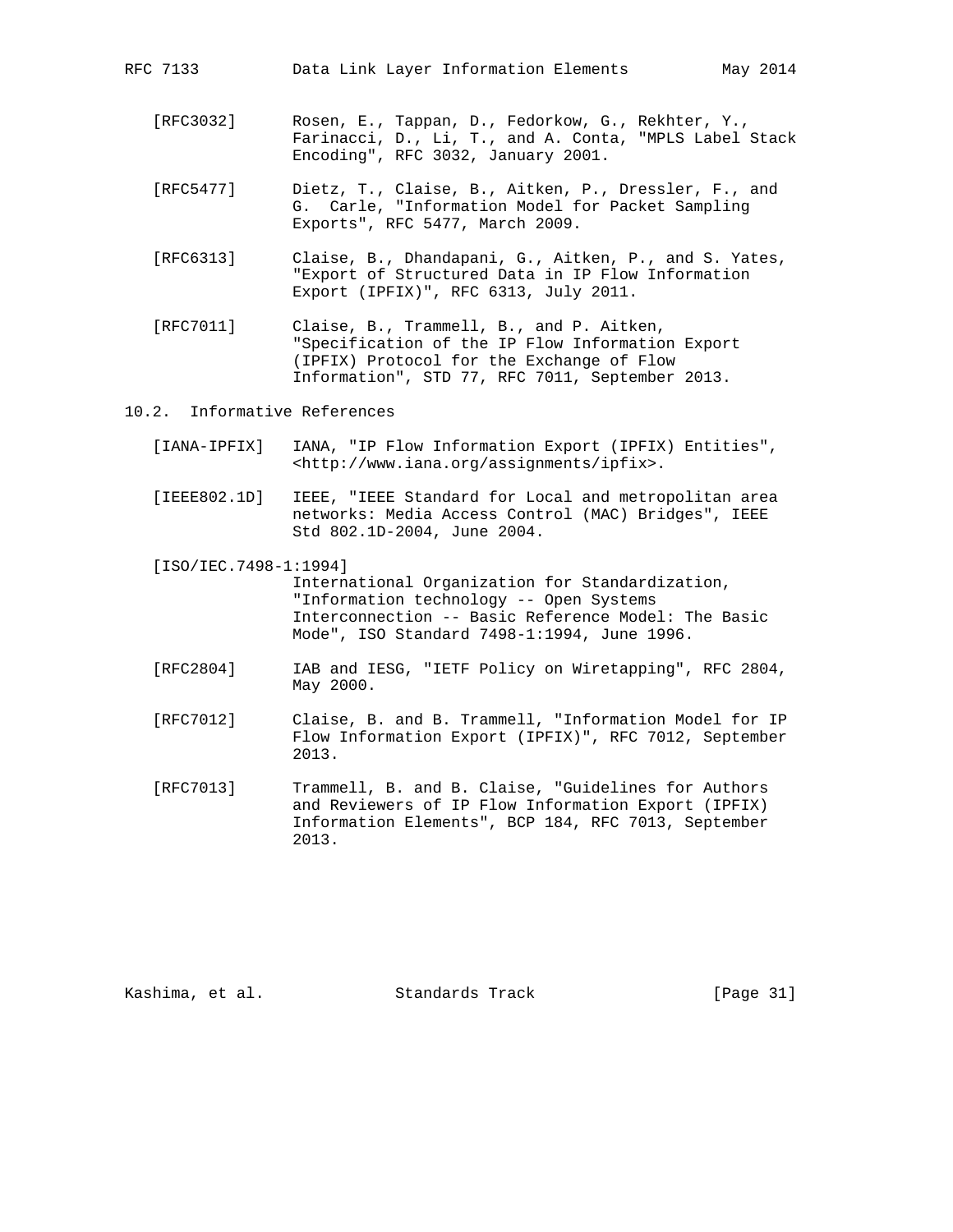[RFC3032] Rosen, E., Tappan, D., Fedorkow, G., Rekhter, Y., Farinacci, D., Li, T., and A. Conta, "MPLS Label Stack Encoding", RFC 3032, January 2001.

[RFC5477] Dietz, T., Claise, B., Aitken, P., Dressler, F., and G. Carle, "Information Model for Packet Sampling Exports", RFC 5477, March 2009.

[RFC6313] Claise, B., Dhandapani, G., Aitken, P., and S. Yates, "Export of Structured Data in IP Flow Information Export (IPFIX)", RFC 6313, July 2011.

[RFC7011] Claise, B., Trammell, B., and P. Aitken, "Specification of the IP Flow Information Export (IPFIX) Protocol for the Exchange of Flow Information", STD 77, RFC 7011, September 2013.

## 10.2. Informative References

[IANA-IPFIX] IANA, "IP Flow Information Export (IPFIX) Entities", <http://www.iana.org/assignments/ipfix>.

[IEEE802.1D] IEEE, "IEEE Standard for Local and metropolitan area networks: Media Access Control (MAC) Bridges", IEEE Std 802.1D-2004, June 2004.

[ISO/IEC.7498-1:1994] International Organization for Standardization, "Information technology -- Open Systems Interconnection -- Basic Reference Model: The Basic Mode", ISO Standard 7498-1:1994, June 1996.

[RFC2804] IAB and IESG, "IETF Policy on Wiretapping", RFC 2804, May 2000.

[RFC7012] Claise, B. and B. Trammell, "Information Model for IP Flow Information Export (IPFIX)", RFC 7012, September 2013.

[RFC7013] Trammell, B. and B. Claise, "Guidelines for Authors and Reviewers of IP Flow Information Export (IPFIX) Information Elements", BCP 184, RFC 7013, September 2013.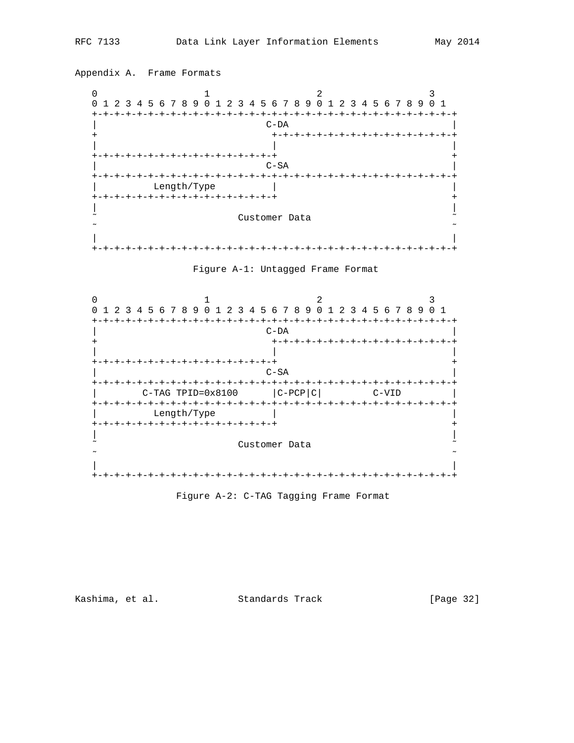## Appendix A. Frame Formats

```
 0                   1                   2                   3
 0 1 2 3 4 5 6 7 8 9 0 1 2 3 4 5 6 7 8 9 0 1 2 3 4 5 6 7 8 9 0 1
+-+-+-+-+-+-+-+-+-+-+-+-+-+-+-+-+-+-+-+-+-+-+-+-+-+-+-+-+-+-+-+-+
|                             C-DA                              |
+                               +-+-+-+-+-+-+-+-+-+-+-+-+-+-+-+-+
|                               |                               |
+-+-+-+-+-+-+-+-+-+-+-+-+-+-+-+-+                               +
|                             C-SA                              |
+-+-+-+-+-+-+-+-+-+-+-+-+-+-+-+-+-+-+-+-+-+-+-+-+-+-+-+-+-+-+-+-+
|          Length/Type          |                               |
+-+-+-+-+-+-+-+-+-+-+-+-+-+-+-+-+                               +
|                                                               |
~                         Customer Data                         ~
~                                                               ~
|                                                               |
+-+-+-+-+-+-+-+-+-+-+-+-+-+-+-+-+-+-+-+-+-+-+-+-+-+-+-+-+-+-+-+-+
```

Figure A-1: Untagged Frame Format

```
 0                   1                   2                   3
 0 1 2 3 4 5 6 7 8 9 0 1 2 3 4 5 6 7 8 9 0 1 2 3 4 5 6 7 8 9 0 1
+-+-+-+-+-+-+-+-+-+-+-+-+-+-+-+-+-+-+-+-+-+-+-+-+-+-+-+-+-+-+-+-+
|                             C-DA                              |
+                               +-+-+-+-+-+-+-+-+-+-+-+-+-+-+-+-+
|                               |                               |
+-+-+-+-+-+-+-+-+-+-+-+-+-+-+-+-+                               +
|                             C-SA                              |
+-+-+-+-+-+-+-+-+-+-+-+-+-+-+-+-+-+-+-+-+-+-+-+-+-+-+-+-+-+-+-+-+
|        C-TAG TPID=0x8100      |C-PCP|C|         C-VID         |
+-+-+-+-+-+-+-+-+-+-+-+-+-+-+-+-+-+-+-+-+-+-+-+-+-+-+-+-+-+-+-+-+
|          Length/Type          |                               |
+-+-+-+-+-+-+-+-+-+-+-+-+-+-+-+-+                               +
|                                                               |
~                         Customer Data                         ~
~                                                               ~
|                                                               |
+-+-+-+-+-+-+-+-+-+-+-+-+-+-+-+-+-+-+-+-+-+-+-+-+-+-+-+-+-+-+-+-+
```

Figure A-2: C-TAG Tagging Frame Format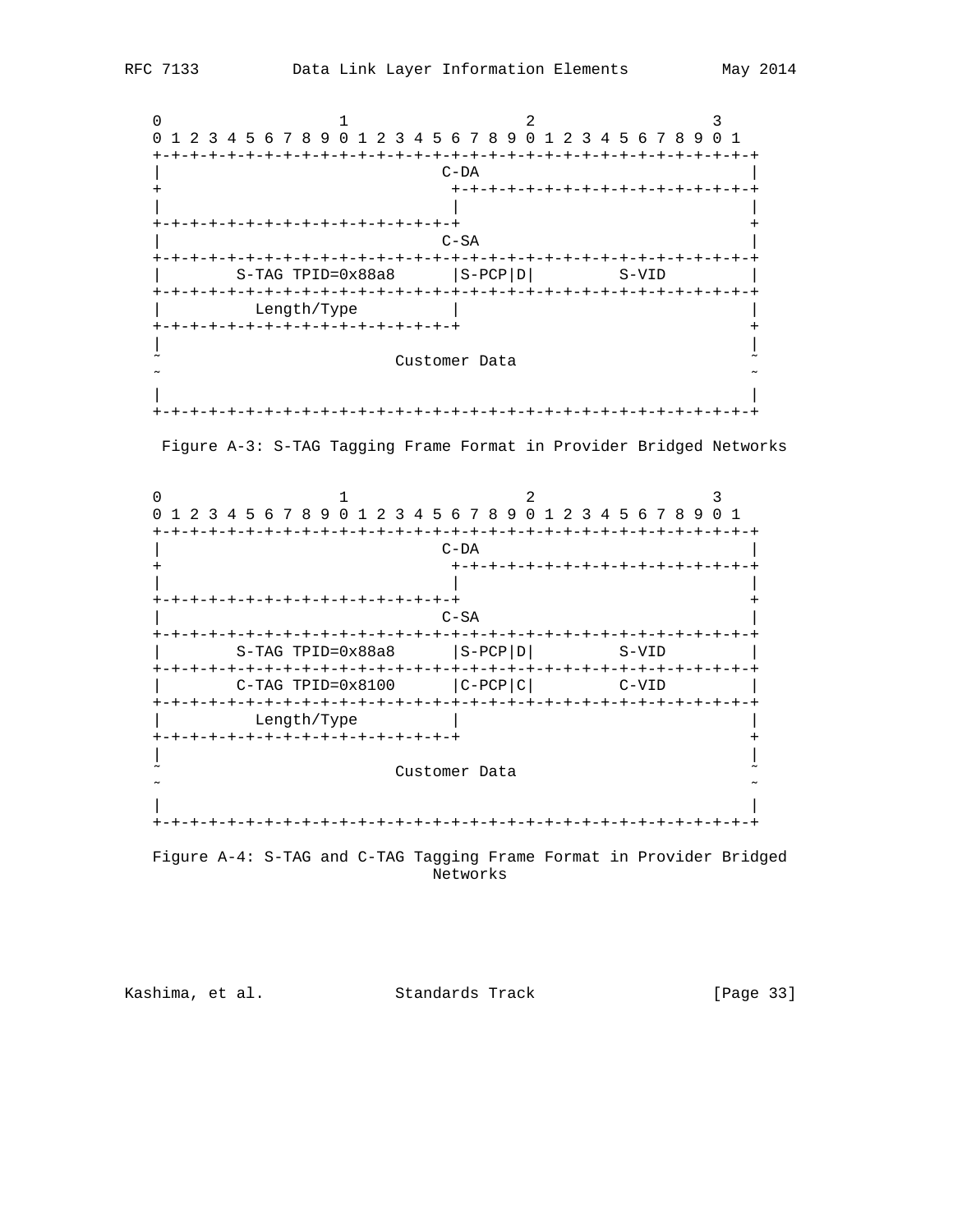```
    0                   1                   2                   3
    0 1 2 3 4 5 6 7 8 9 0 1 2 3 4 5 6 7 8 9 0 1 2 3 4 5 6 7 8 9 0 1
   +-+-+-+-+-+-+-+-+-+-+-+-+-+-+-+-+-+-+-+-+-+-+-+-+-+-+-+-+-+-+-+-+
   |                              C-DA                             |
   +                               +-+-+-+-+-+-+-+-+-+-+-+-+-+-+-+-+
   |                               |                               |
   +-+-+-+-+-+-+-+-+-+-+-+-+-+-+-+-+                               +
   |                              C-SA                             |
   +-+-+-+-+-+-+-+-+-+-+-+-+-+-+-+-+-+-+-+-+-+-+-+-+-+-+-+-+-+-+-+-+
   |        S-TAG TPID=0x88a8      |S-PCP|D|         S-VID         |
   +-+-+-+-+-+-+-+-+-+-+-+-+-+-+-+-+-+-+-+-+-+-+-+-+-+-+-+-+-+-+-+-+
   |          Length/Type          |                               |
   +-+-+-+-+-+-+-+-+-+-+-+-+-+-+-+-+                               +
   |                                                               |
   ~                         Customer Data                         ~
   ~                                                               ~
   |                                                               |
   +-+-+-+-+-+-+-+-+-+-+-+-+-+-+-+-+-+-+-+-+-+-+-+-+-+-+-+-+-+-+-+-+

    Figure A-3: S-TAG Tagging Frame Format in Provider Bridged Networks

    0                   1                   2                   3
    0 1 2 3 4 5 6 7 8 9 0 1 2 3 4 5 6 7 8 9 0 1 2 3 4 5 6 7 8 9 0 1
   +-+-+-+-+-+-+-+-+-+-+-+-+-+-+-+-+-+-+-+-+-+-+-+-+-+-+-+-+-+-+-+-+
   |                              C-DA                             |
   +                               +-+-+-+-+-+-+-+-+-+-+-+-+-+-+-+-+
   |                               |                               |
   +-+-+-+-+-+-+-+-+-+-+-+-+-+-+-+-+                               +
   |                              C-SA                             |
   +-+-+-+-+-+-+-+-+-+-+-+-+-+-+-+-+-+-+-+-+-+-+-+-+-+-+-+-+-+-+-+-+
   |        S-TAG TPID=0x88a8      |S-PCP|D|         S-VID         |
   +-+-+-+-+-+-+-+-+-+-+-+-+-+-+-+-+-+-+-+-+-+-+-+-+-+-+-+-+-+-+-+-+
   |        C-TAG TPID=0x8100      |C-PCP|C|         C-VID         |
   +-+-+-+-+-+-+-+-+-+-+-+-+-+-+-+-+-+-+-+-+-+-+-+-+-+-+-+-+-+-+-+-+
   |          Length/Type          |                               |
   +-+-+-+-+-+-+-+-+-+-+-+-+-+-+-+-+                               +
   |                                                               |
   ~                         Customer Data                         ~
   ~                                                               ~
   |                                                               |
   +-+-+-+-+-+-+-+-+-+-+-+-+-+-+-+-+-+-+-+-+-+-+-+-+-+-+-+-+-+-+-+-+

   Figure A-4: S-TAG and C-TAG Tagging Frame Format in Provider Bridged
                               Networks
```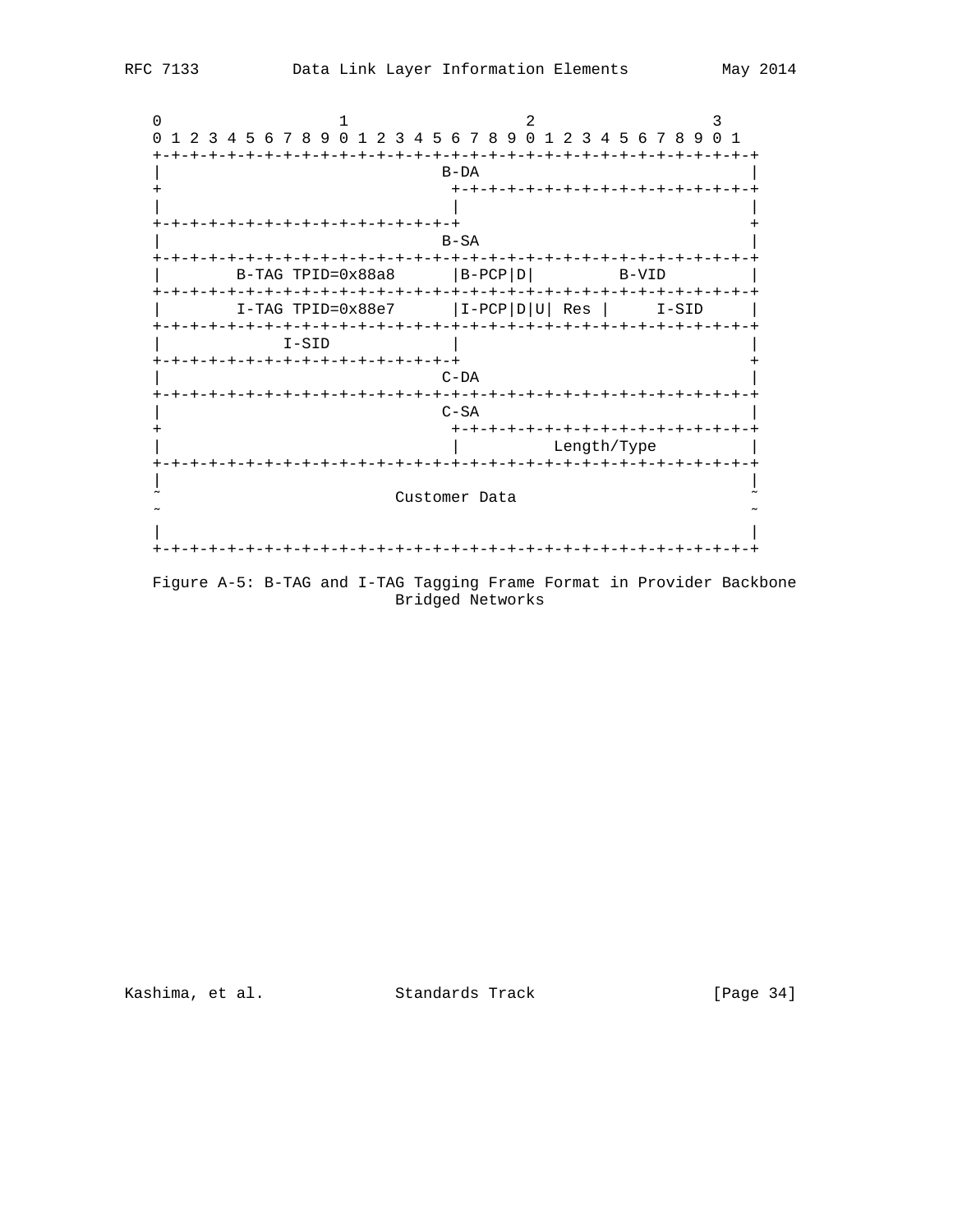```
    0                   1                   2                   3
    0 1 2 3 4 5 6 7 8 9 0 1 2 3 4 5 6 7 8 9 0 1 2 3 4 5 6 7 8 9 0 1
   +-+-+-+-+-+-+-+-+-+-+-+-+-+-+-+-+-+-+-+-+-+-+-+-+-+-+-+-+-+-+-+-+
   |                              B-DA                             |
   +                               +-+-+-+-+-+-+-+-+-+-+-+-+-+-+-+-+
   |                               |                               |
   +-+-+-+-+-+-+-+-+-+-+-+-+-+-+-+-+                               +
   |                              B-SA                             |
   +-+-+-+-+-+-+-+-+-+-+-+-+-+-+-+-+-+-+-+-+-+-+-+-+-+-+-+-+-+-+-+-+
   |        B-TAG TPID=0x88a8      |B-PCP|D|         B-VID         |
   +-+-+-+-+-+-+-+-+-+-+-+-+-+-+-+-+-+-+-+-+-+-+-+-+-+-+-+-+-+-+-+-+
   |        I-TAG TPID=0x88e7      |I-PCP|D|U| Res |     I-SID     |
   +-+-+-+-+-+-+-+-+-+-+-+-+-+-+-+-+-+-+-+-+-+-+-+-+-+-+-+-+-+-+-+-+
   |             I-SID             |                               |
   +-+-+-+-+-+-+-+-+-+-+-+-+-+-+-+-+                               +
   |                              C-DA                             |
   +-+-+-+-+-+-+-+-+-+-+-+-+-+-+-+-+-+-+-+-+-+-+-+-+-+-+-+-+-+-+-+-+
   |                              C-SA                             |
   +                               +-+-+-+-+-+-+-+-+-+-+-+-+-+-+-+-+
   |                               |          Length/Type          |
   +-+-+-+-+-+-+-+-+-+-+-+-+-+-+-+-+-+-+-+-+-+-+-+-+-+-+-+-+-+-+-+-+
   |                                                               |
   ~                         Customer Data                         ~
   ~                                                               ~
   |                                                               |
   +-+-+-+-+-+-+-+-+-+-+-+-+-+-+-+-+-+-+-+-+-+-+-+-+-+-+-+-+-+-+-+-+
```

Figure A-5: B-TAG and I-TAG Tagging Frame Format in Provider Backbone Bridged Networks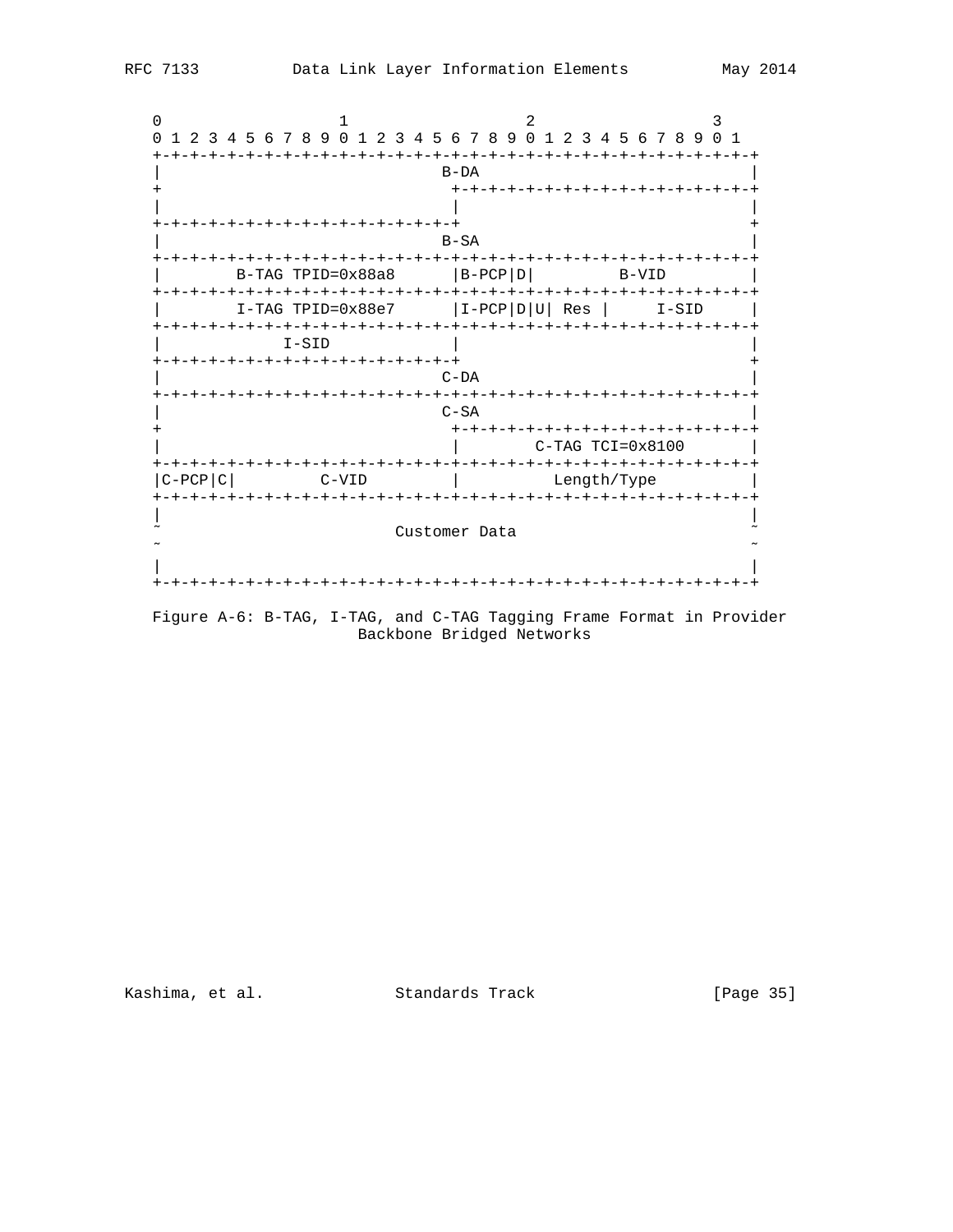```
    0                   1                   2                   3
    0 1 2 3 4 5 6 7 8 9 0 1 2 3 4 5 6 7 8 9 0 1 2 3 4 5 6 7 8 9 0 1
   +-+-+-+-+-+-+-+-+-+-+-+-+-+-+-+-+-+-+-+-+-+-+-+-+-+-+-+-+-+-+-+-+
   |                              B-DA                               |
   +                               +-+-+-+-+-+-+-+-+-+-+-+-+-+-+-+-+-+
   |                               |                                 |
   +-+-+-+-+-+-+-+-+-+-+-+-+-+-+-+-+                                 +
   |                              B-SA                               |
   +-+-+-+-+-+-+-+-+-+-+-+-+-+-+-+-+-+-+-+-+-+-+-+-+-+-+-+-+-+-+-+-+
   |        B-TAG TPID=0x88a8      |B-PCP|D|         B-VID           |
   +-+-+-+-+-+-+-+-+-+-+-+-+-+-+-+-+-+-+-+-+-+-+-+-+-+-+-+-+-+-+-+-+
   |        I-TAG TPID=0x88e7      |I-PCP|D|U| Res |     I-SID       |
   +-+-+-+-+-+-+-+-+-+-+-+-+-+-+-+-+-+-+-+-+-+-+-+-+-+-+-+-+-+-+-+-+
   |             I-SID             |                                 |
   +-+-+-+-+-+-+-+-+-+-+-+-+-+-+-+-+                                 +
   |                              C-DA                               |
   +-+-+-+-+-+-+-+-+-+-+-+-+-+-+-+-+-+-+-+-+-+-+-+-+-+-+-+-+-+-+-+-+
   |                              C-SA                               |
   +                               +-+-+-+-+-+-+-+-+-+-+-+-+-+-+-+-+-+
   |                               |        C-TAG TCI=0x8100         |
   +-+-+-+-+-+-+-+-+-+-+-+-+-+-+-+-+-+-+-+-+-+-+-+-+-+-+-+-+-+-+-+-+
   |C-PCP|C|         C-VID         |           Length/Type           |
   +-+-+-+-+-+-+-+-+-+-+-+-+-+-+-+-+-+-+-+-+-+-+-+-+-+-+-+-+-+-+-+-+
   |                                                                 |
   ~                          Customer Data                          ~
   ~                                                                 ~
   |                                                                 |
   +-+-+-+-+-+-+-+-+-+-+-+-+-+-+-+-+-+-+-+-+-+-+-+-+-+-+-+-+-+-+-+-+
```

Figure A-6: B-TAG, I-TAG, and C-TAG Tagging Frame Format in Provider Backbone Bridged Networks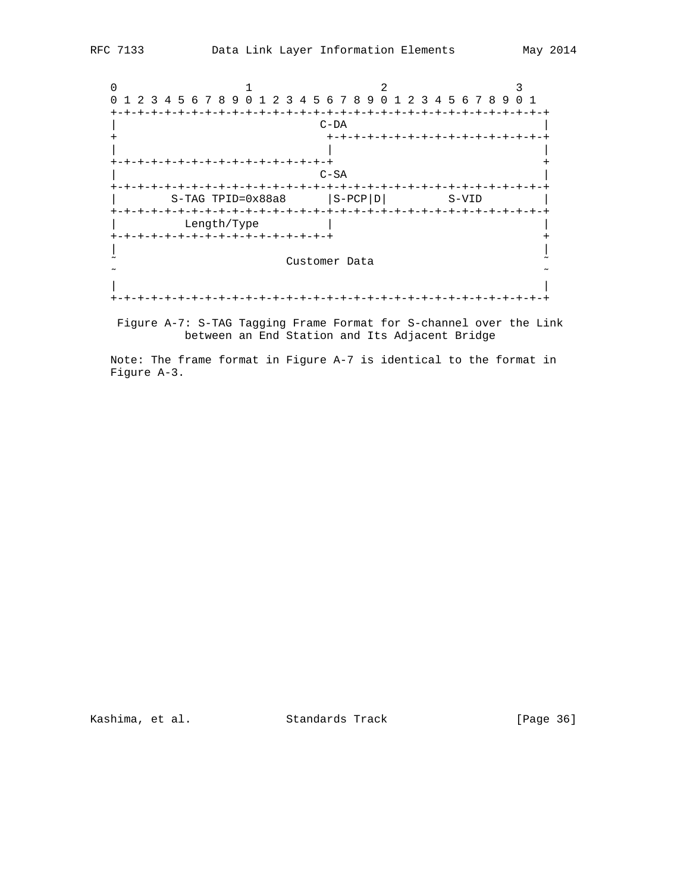```
    0                   1                   2                   3
    0 1 2 3 4 5 6 7 8 9 0 1 2 3 4 5 6 7 8 9 0 1 2 3 4 5 6 7 8 9 0 1
   +-+-+-+-+-+-+-+-+-+-+-+-+-+-+-+-+-+-+-+-+-+-+-+-+-+-+-+-+-+-+-+-+
   |                              C-DA                             |
   +                               +-+-+-+-+-+-+-+-+-+-+-+-+-+-+-+-+
   |                               |                               |
   +-+-+-+-+-+-+-+-+-+-+-+-+-+-+-+-+                               +
   |                              C-SA                             |
   +-+-+-+-+-+-+-+-+-+-+-+-+-+-+-+-+-+-+-+-+-+-+-+-+-+-+-+-+-+-+-+-+
   |        S-TAG TPID=0x88a8      |S-PCP|D|         S-VID         |
   +-+-+-+-+-+-+-+-+-+-+-+-+-+-+-+-+-+-+-+-+-+-+-+-+-+-+-+-+-+-+-+-+
   |          Length/Type          |                               |
   +-+-+-+-+-+-+-+-+-+-+-+-+-+-+-+-+                               +
   |                                                               |
   ~                         Customer Data                         ~
   ~                                                               ~
   |                                                               |
   +-+-+-+-+-+-+-+-+-+-+-+-+-+-+-+-+-+-+-+-+-+-+-+-+-+-+-+-+-+-+-+-+
```

Figure A-7: S-TAG Tagging Frame Format for S-channel over the Link between an End Station and Its Adjacent Bridge

Note: The frame format in Figure A-7 is identical to the format in Figure A-3.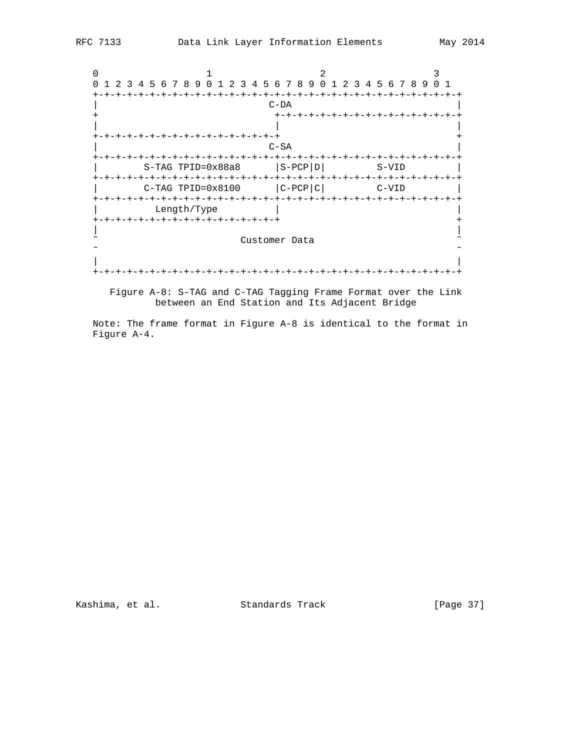```
    0                   1                   2                   3
    0 1 2 3 4 5 6 7 8 9 0 1 2 3 4 5 6 7 8 9 0 1 2 3 4 5 6 7 8 9 0 1
   +-+-+-+-+-+-+-+-+-+-+-+-+-+-+-+-+-+-+-+-+-+-+-+-+-+-+-+-+-+-+-+-+
   |                              C-DA                               |
   +                               +-+-+-+-+-+-+-+-+-+-+-+-+-+-+-+-+-+
   |                               |                                 |
   +-+-+-+-+-+-+-+-+-+-+-+-+-+-+-+-+-+                               +
   |                              C-SA                               |
   +-+-+-+-+-+-+-+-+-+-+-+-+-+-+-+-+-+-+-+-+-+-+-+-+-+-+-+-+-+-+-+-+-+
   |        S-TAG TPID=0x88a8      |S-PCP|D|         S-VID           |
   +-+-+-+-+-+-+-+-+-+-+-+-+-+-+-+-+-+-+-+-+-+-+-+-+-+-+-+-+-+-+-+-+-+
   |        C-TAG TPID=0x8100      |C-PCP|C|         C-VID           |
   +-+-+-+-+-+-+-+-+-+-+-+-+-+-+-+-+-+-+-+-+-+-+-+-+-+-+-+-+-+-+-+-+-+
   |          Length/Type          |                                 |
   +-+-+-+-+-+-+-+-+-+-+-+-+-+-+-+-+-+                               +
   |                                                                 |
   ~                         Customer Data                           ~
   ~                                                                 ~
   |                                                                 |
   +-+-+-+-+-+-+-+-+-+-+-+-+-+-+-+-+-+-+-+-+-+-+-+-+-+-+-+-+-+-+-+-+-+
```

Figure A-8: S-TAG and C-TAG Tagging Frame Format over the Link between an End Station and Its Adjacent Bridge

Note: The frame format in Figure A-8 is identical to the format in Figure A-4.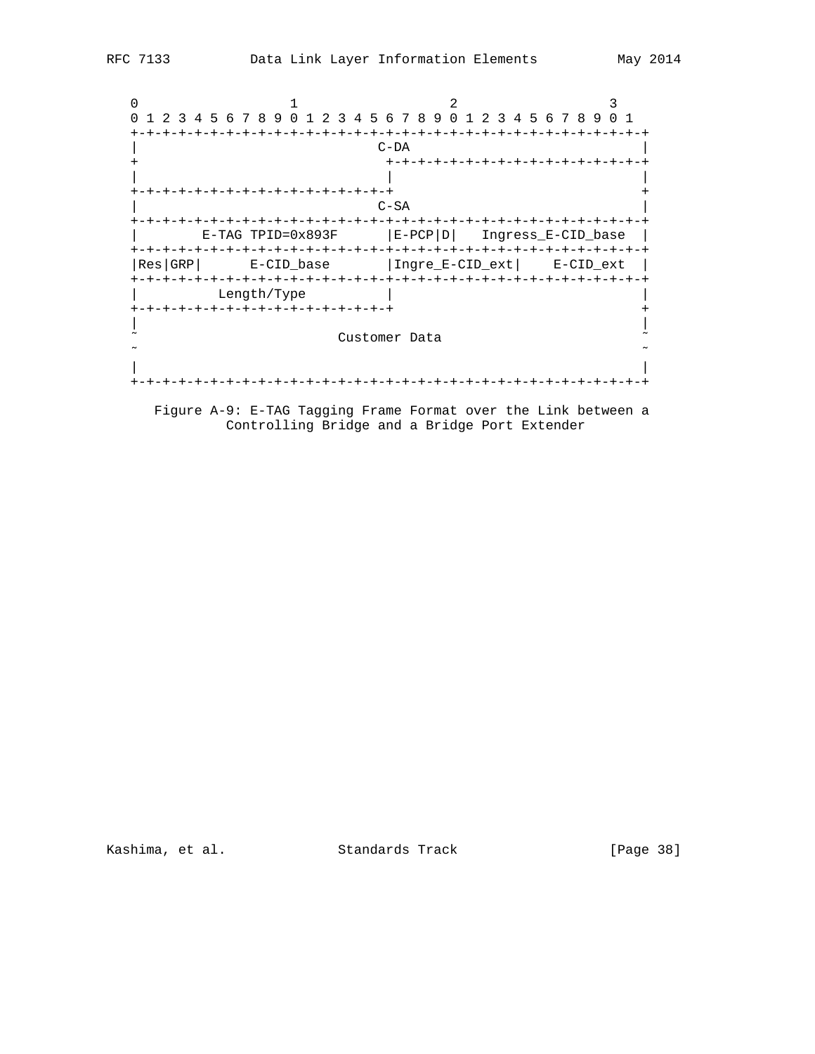```
    0                   1                   2                   3
    0 1 2 3 4 5 6 7 8 9 0 1 2 3 4 5 6 7 8 9 0 1 2 3 4 5 6 7 8 9 0 1
   +-+-+-+-+-+-+-+-+-+-+-+-+-+-+-+-+-+-+-+-+-+-+-+-+-+-+-+-+-+-+-+-+
   |                              C-DA                             |
   +                               +-+-+-+-+-+-+-+-+-+-+-+-+-+-+-+-+
   |                               |                               |
   +-+-+-+-+-+-+-+-+-+-+-+-+-+-+-+-+                               +
   |                              C-SA                             |
   +-+-+-+-+-+-+-+-+-+-+-+-+-+-+-+-+-+-+-+-+-+-+-+-+-+-+-+-+-+-+-+-+
   |        E-TAG TPID=0x893F      |E-PCP|D|   Ingress_E-CID_base  |
   +-+-+-+-+-+-+-+-+-+-+-+-+-+-+-+-+-+-+-+-+-+-+-+-+-+-+-+-+-+-+-+-+
   |Res|GRP|      E-CID_base       |Ingre_E-CID_ext|    E-CID_ext  |
   +-+-+-+-+-+-+-+-+-+-+-+-+-+-+-+-+-+-+-+-+-+-+-+-+-+-+-+-+-+-+-+-+
   |          Length/Type          |                               |
   +-+-+-+-+-+-+-+-+-+-+-+-+-+-+-+-+                               +
   |                                                               |
   ~                         Customer Data                         ~
   ~                                                               ~
   |                                                               |
   +-+-+-+-+-+-+-+-+-+-+-+-+-+-+-+-+-+-+-+-+-+-+-+-+-+-+-+-+-+-+-+-+
```

Figure A-9: E-TAG Tagging Frame Format over the Link between a Controlling Bridge and a Bridge Port Extender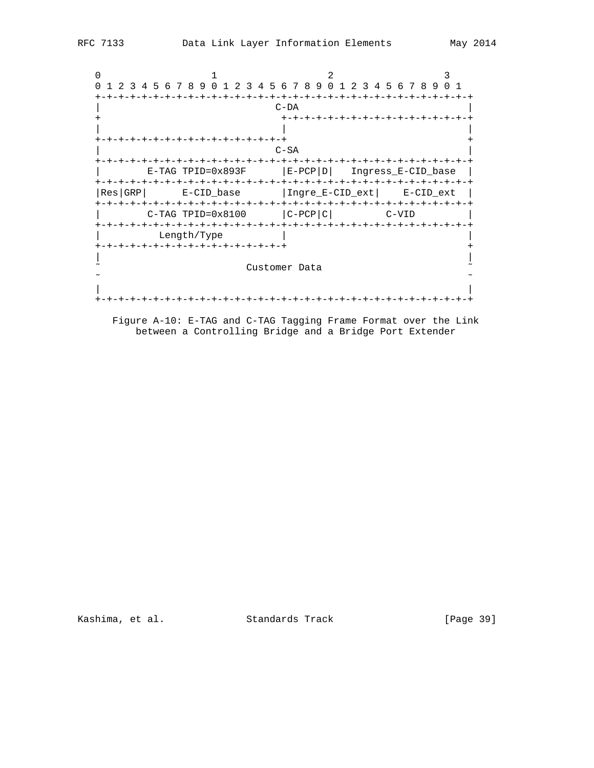```
    0                   1                   2                   3
    0 1 2 3 4 5 6 7 8 9 0 1 2 3 4 5 6 7 8 9 0 1 2 3 4 5 6 7 8 9 0 1
   +-+-+-+-+-+-+-+-+-+-+-+-+-+-+-+-+-+-+-+-+-+-+-+-+-+-+-+-+-+-+-+-+
   |                              C-DA                               |
   +                               +-+-+-+-+-+-+-+-+-+-+-+-+-+-+-+-+-+
   |                               |                                 |
   +-+-+-+-+-+-+-+-+-+-+-+-+-+-+-+-+-+                               +
   |                              C-SA                               |
   +-+-+-+-+-+-+-+-+-+-+-+-+-+-+-+-+-+-+-+-+-+-+-+-+-+-+-+-+-+-+-+-+
   |        E-TAG TPID=0x893F      |E-PCP|D|   Ingress_E-CID_base   |
   +-+-+-+-+-+-+-+-+-+-+-+-+-+-+-+-+-+-+-+-+-+-+-+-+-+-+-+-+-+-+-+-+
   |Res|GRP|      E-CID_base       |Ingre_E-CID_ext|    E-CID_ext   |
   +-+-+-+-+-+-+-+-+-+-+-+-+-+-+-+-+-+-+-+-+-+-+-+-+-+-+-+-+-+-+-+-+
   |        C-TAG TPID=0x8100      |C-PCP|C|         C-VID          |
   +-+-+-+-+-+-+-+-+-+-+-+-+-+-+-+-+-+-+-+-+-+-+-+-+-+-+-+-+-+-+-+-+
   |          Length/Type          |                                 |
   +-+-+-+-+-+-+-+-+-+-+-+-+-+-+-+-+-+                               +
   |                                                                 |
   ~                         Customer Data                           ~
   ~                                                                 ~
   |                                                                 |
   +-+-+-+-+-+-+-+-+-+-+-+-+-+-+-+-+-+-+-+-+-+-+-+-+-+-+-+-+-+-+-+-+
```

Figure A-10: E-TAG and C-TAG Tagging Frame Format over the Link between a Controlling Bridge and a Bridge Port Extender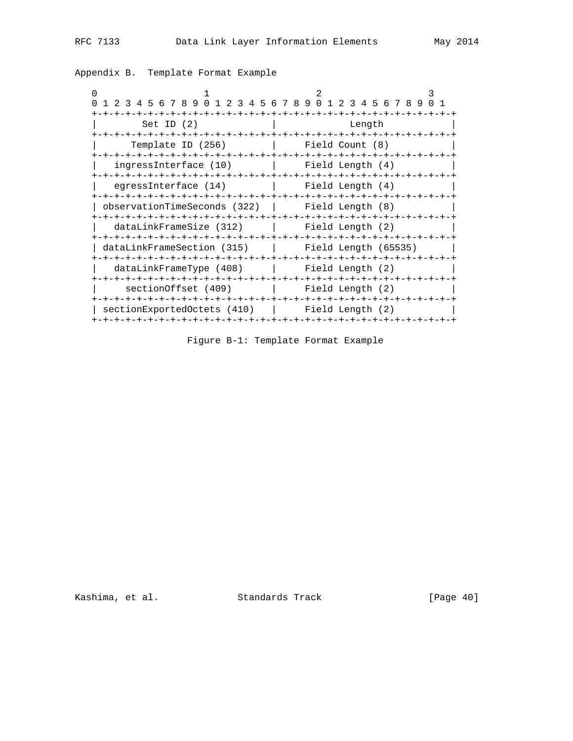## Appendix B. Template Format Example

```
 0                   1                   2                   3
 0 1 2 3 4 5 6 7 8 9 0 1 2 3 4 5 6 7 8 9 0 1 2 3 4 5 6 7 8 9 0 1
+-+-+-+-+-+-+-+-+-+-+-+-+-+-+-+-+-+-+-+-+-+-+-+-+-+-+-+-+-+-+-+-+
|        Set ID (2)             |           Length              |
+-+-+-+-+-+-+-+-+-+-+-+-+-+-+-+-+-+-+-+-+-+-+-+-+-+-+-+-+-+-+-+-+
|      Template ID (256)        |     Field Count (8)           |
+-+-+-+-+-+-+-+-+-+-+-+-+-+-+-+-+-+-+-+-+-+-+-+-+-+-+-+-+-+-+-+-+
|   ingressInterface (10)       |     Field Length (4)          |
+-+-+-+-+-+-+-+-+-+-+-+-+-+-+-+-+-+-+-+-+-+-+-+-+-+-+-+-+-+-+-+-+
|   egressInterface (14)        |     Field Length (4)          |
+-+-+-+-+-+-+-+-+-+-+-+-+-+-+-+-+-+-+-+-+-+-+-+-+-+-+-+-+-+-+-+-+
| observationTimeSeconds (322)  |     Field Length (8)          |
+-+-+-+-+-+-+-+-+-+-+-+-+-+-+-+-+-+-+-+-+-+-+-+-+-+-+-+-+-+-+-+-+
|   dataLinkFrameSize (312)     |     Field Length (2)          |
+-+-+-+-+-+-+-+-+-+-+-+-+-+-+-+-+-+-+-+-+-+-+-+-+-+-+-+-+-+-+-+-+
| dataLinkFrameSection (315)    |     Field Length (65535)      |
+-+-+-+-+-+-+-+-+-+-+-+-+-+-+-+-+-+-+-+-+-+-+-+-+-+-+-+-+-+-+-+-+
|   dataLinkFrameType (408)     |     Field Length (2)          |
+-+-+-+-+-+-+-+-+-+-+-+-+-+-+-+-+-+-+-+-+-+-+-+-+-+-+-+-+-+-+-+-+
|     sectionOffset (409)       |     Field Length (2)          |
+-+-+-+-+-+-+-+-+-+-+-+-+-+-+-+-+-+-+-+-+-+-+-+-+-+-+-+-+-+-+-+-+
| sectionExportedOctets (410)   |     Field Length (2)          |
+-+-+-+-+-+-+-+-+-+-+-+-+-+-+-+-+-+-+-+-+-+-+-+-+-+-+-+-+-+-+-+-+
```

Figure B-1: Template Format Example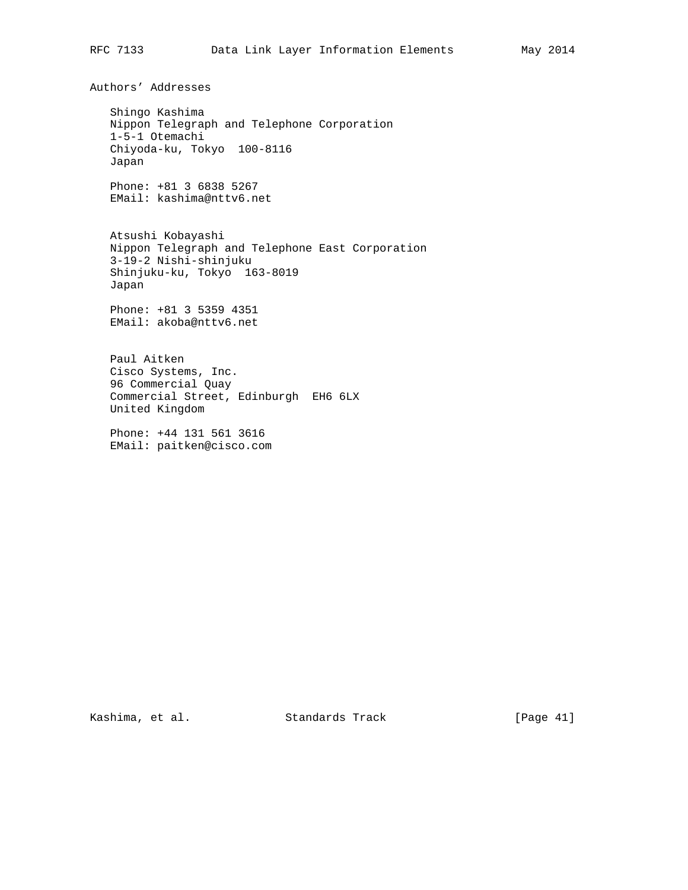## Authors' Addresses

Shingo Kashima
Nippon Telegraph and Telephone Corporation
1-5-1 Otemachi
Chiyoda-ku, Tokyo  100-8116
Japan

Phone: +81 3 6838 5267
EMail: kashima@nttv6.net

Atsushi Kobayashi
Nippon Telegraph and Telephone East Corporation
3-19-2 Nishi-shinjuku
Shinjuku-ku, Tokyo  163-8019
Japan

Phone: +81 3 5359 4351
EMail: akoba@nttv6.net

Paul Aitken
Cisco Systems, Inc.
96 Commercial Quay
Commercial Street, Edinburgh  EH6 6LX
United Kingdom

Phone: +44 131 561 3616
EMail: paitken@cisco.com